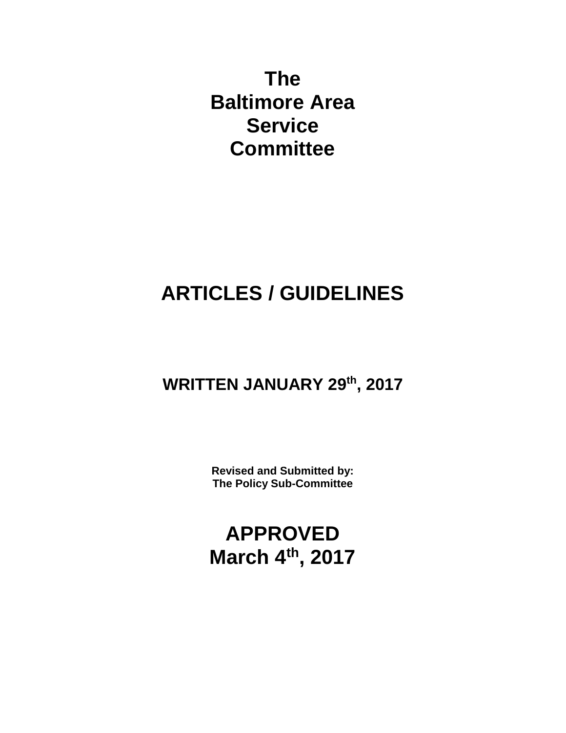# The Baltimore Area Service Committee

# ARTICLES / GUIDELINES

## WRITTEN JANUARY 29th, 2017

**Revised and Submitted by:**
**The Policy Sub-Committee**

# APPROVED
# March 4th, 2017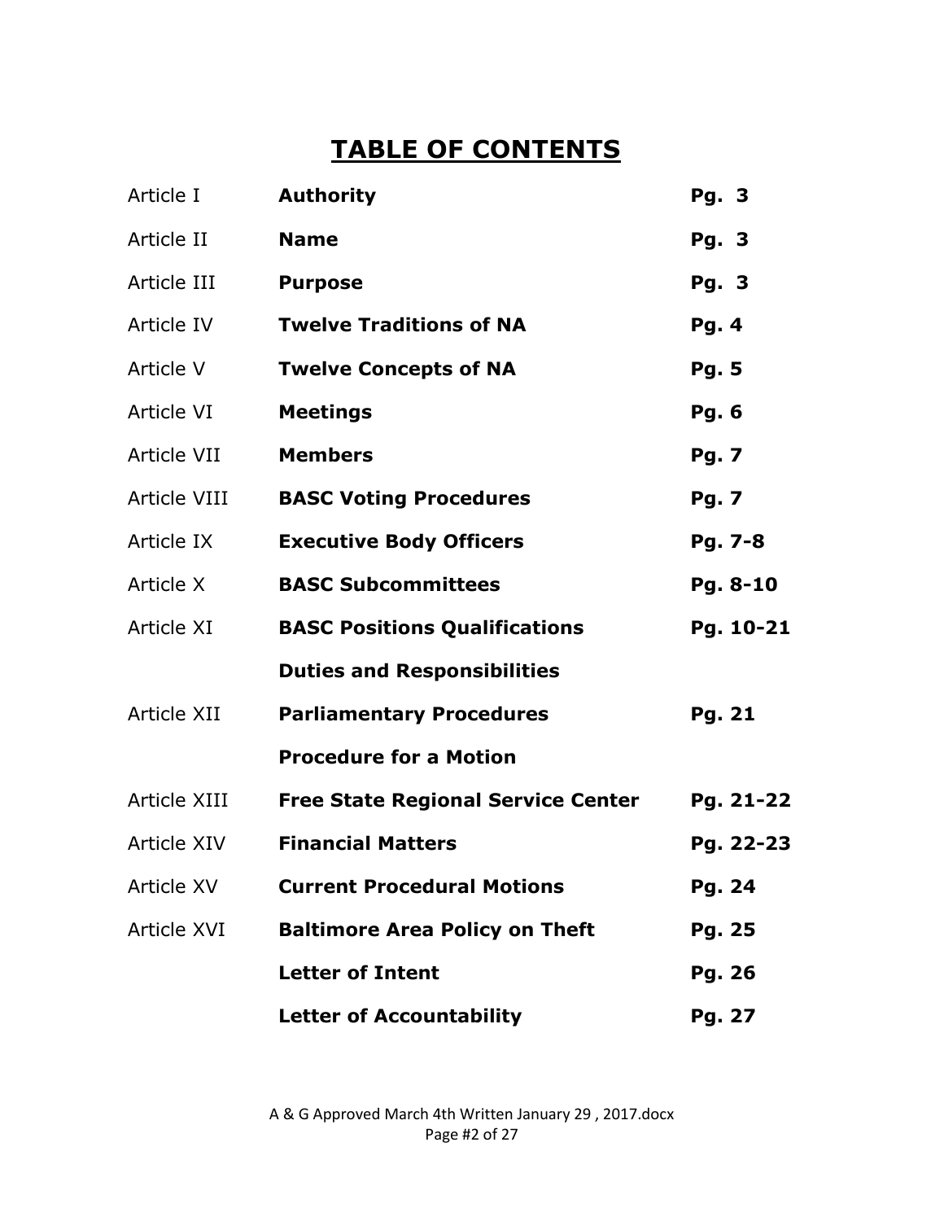# TABLE OF CONTENTS

| | | |
|---|---|---|
| Article I | **Authority** | **Pg. 3** |
| Article II | **Name** | **Pg. 3** |
| Article III | **Purpose** | **Pg. 3** |
| Article IV | **Twelve Traditions of NA** | **Pg. 4** |
| Article V | **Twelve Concepts of NA** | **Pg. 5** |
| Article VI | **Meetings** | **Pg. 6** |
| Article VII | **Members** | **Pg. 7** |
| Article VIII | **BASC Voting Procedures** | **Pg. 7** |
| Article IX | **Executive Body Officers** | **Pg. 7-8** |
| Article X | **BASC Subcommittees** | **Pg. 8-10** |
| Article XI | **BASC Positions Qualifications** | **Pg. 10-21** |
| | **Duties and Responsibilities** | |
| Article XII | **Parliamentary Procedures** | **Pg. 21** |
| | **Procedure for a Motion** | |
| Article XIII | **Free State Regional Service Center** | **Pg. 21-22** |
| Article XIV | **Financial Matters** | **Pg. 22-23** |
| Article XV | **Current Procedural Motions** | **Pg. 24** |
| Article XVI | **Baltimore Area Policy on Theft** | **Pg. 25** |
| | **Letter of Intent** | **Pg. 26** |
| | **Letter of Accountability** | **Pg. 27** |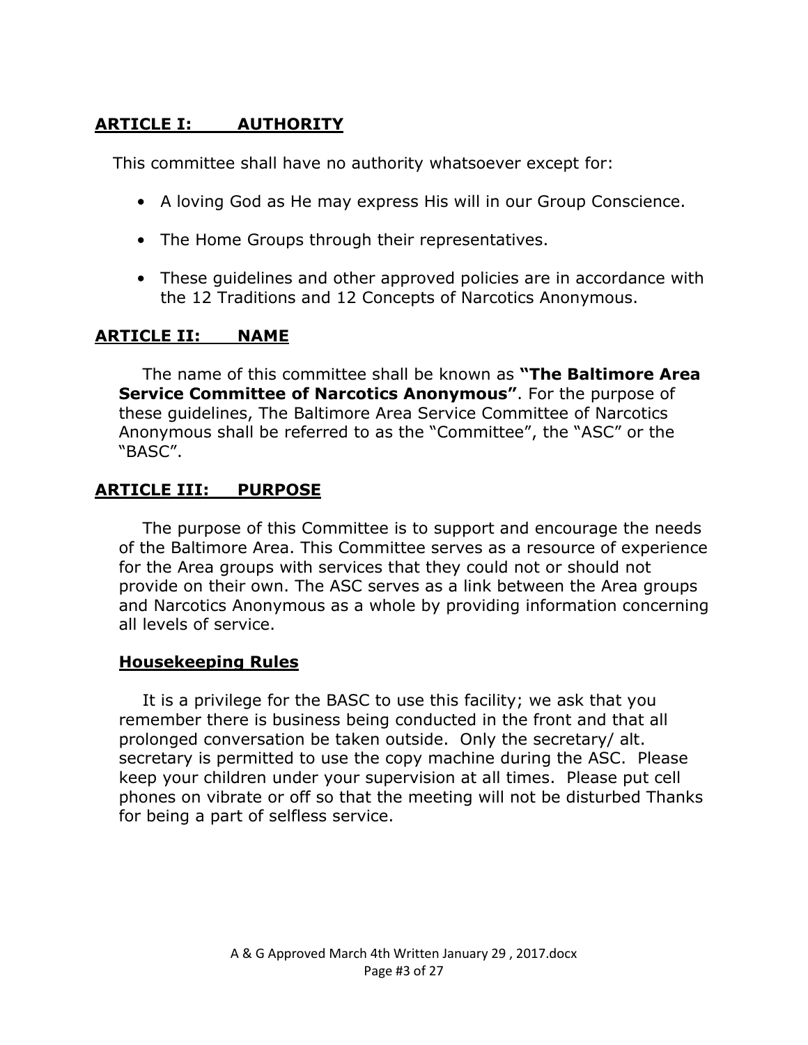## ARTICLE I: AUTHORITY

This committee shall have no authority whatsoever except for:

- A loving God as He may express His will in our Group Conscience.
- The Home Groups through their representatives.
- These guidelines and other approved policies are in accordance with the 12 Traditions and 12 Concepts of Narcotics Anonymous.

## ARTICLE II: NAME

The name of this committee shall be known as **"The Baltimore Area Service Committee of Narcotics Anonymous"**. For the purpose of these guidelines, The Baltimore Area Service Committee of Narcotics Anonymous shall be referred to as the "Committee", the "ASC" or the "BASC".

## ARTICLE III: PURPOSE

The purpose of this Committee is to support and encourage the needs of the Baltimore Area. This Committee serves as a resource of experience for the Area groups with services that they could not or should not provide on their own. The ASC serves as a link between the Area groups and Narcotics Anonymous as a whole by providing information concerning all levels of service.

### Housekeeping Rules

It is a privilege for the BASC to use this facility; we ask that you remember there is business being conducted in the front and that all prolonged conversation be taken outside. Only the secretary/ alt. secretary is permitted to use the copy machine during the ASC. Please keep your children under your supervision at all times. Please put cell phones on vibrate or off so that the meeting will not be disturbed Thanks for being a part of selfless service.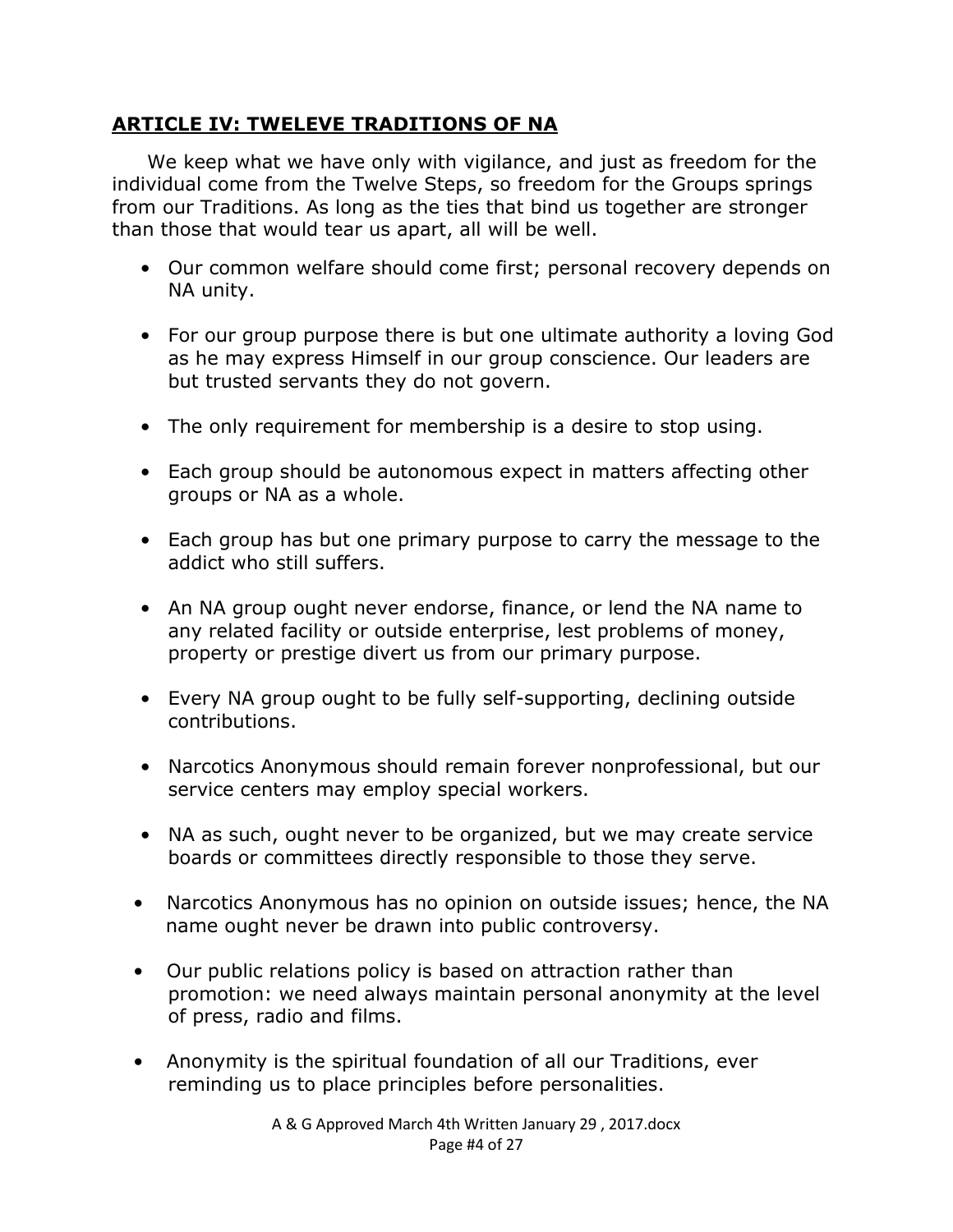## ARTICLE IV: TWELEVE TRADITIONS OF NA

We keep what we have only with vigilance, and just as freedom for the individual come from the Twelve Steps, so freedom for the Groups springs from our Traditions. As long as the ties that bind us together are stronger than those that would tear us apart, all will be well.

- Our common welfare should come first; personal recovery depends on NA unity.
- For our group purpose there is but one ultimate authority a loving God as he may express Himself in our group conscience. Our leaders are but trusted servants they do not govern.
- The only requirement for membership is a desire to stop using.
- Each group should be autonomous expect in matters affecting other groups or NA as a whole.
- Each group has but one primary purpose to carry the message to the addict who still suffers.
- An NA group ought never endorse, finance, or lend the NA name to any related facility or outside enterprise, lest problems of money, property or prestige divert us from our primary purpose.
- Every NA group ought to be fully self-supporting, declining outside contributions.
- Narcotics Anonymous should remain forever nonprofessional, but our service centers may employ special workers.
- NA as such, ought never to be organized, but we may create service boards or committees directly responsible to those they serve.
- Narcotics Anonymous has no opinion on outside issues; hence, the NA name ought never be drawn into public controversy.
- Our public relations policy is based on attraction rather than promotion: we need always maintain personal anonymity at the level of press, radio and films.
- Anonymity is the spiritual foundation of all our Traditions, ever reminding us to place principles before personalities.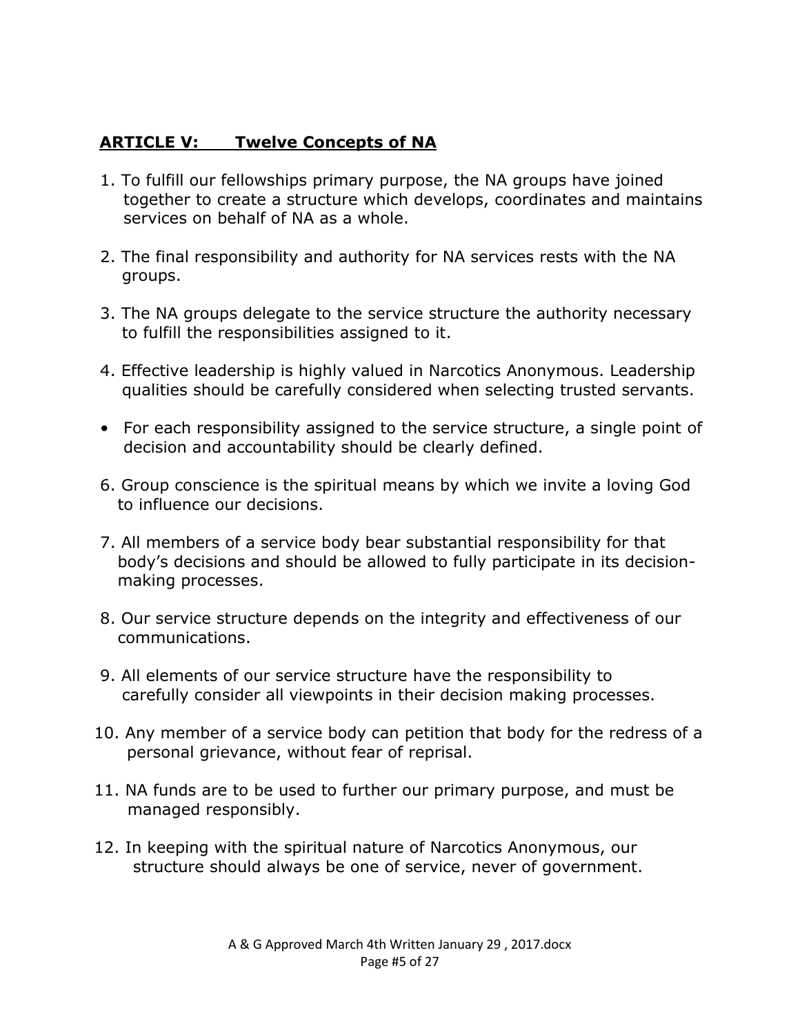## **ARTICLE V: Twelve Concepts of NA**

1. To fulfill our fellowships primary purpose, the NA groups have joined together to create a structure which develops, coordinates and maintains services on behalf of NA as a whole.

2. The final responsibility and authority for NA services rests with the NA groups.

3. The NA groups delegate to the service structure the authority necessary to fulfill the responsibilities assigned to it.

4. Effective leadership is highly valued in Narcotics Anonymous. Leadership qualities should be carefully considered when selecting trusted servants.

- For each responsibility assigned to the service structure, a single point of decision and accountability should be clearly defined.

6. Group conscience is the spiritual means by which we invite a loving God to influence our decisions.

7. All members of a service body bear substantial responsibility for that body's decisions and should be allowed to fully participate in its decision-making processes.

8. Our service structure depends on the integrity and effectiveness of our communications.

9. All elements of our service structure have the responsibility to carefully consider all viewpoints in their decision making processes.

10. Any member of a service body can petition that body for the redress of a personal grievance, without fear of reprisal.

11. NA funds are to be used to further our primary purpose, and must be managed responsibly.

12. In keeping with the spiritual nature of Narcotics Anonymous, our structure should always be one of service, never of government.

A & G Approved March 4th Written January 29 , 2017.docx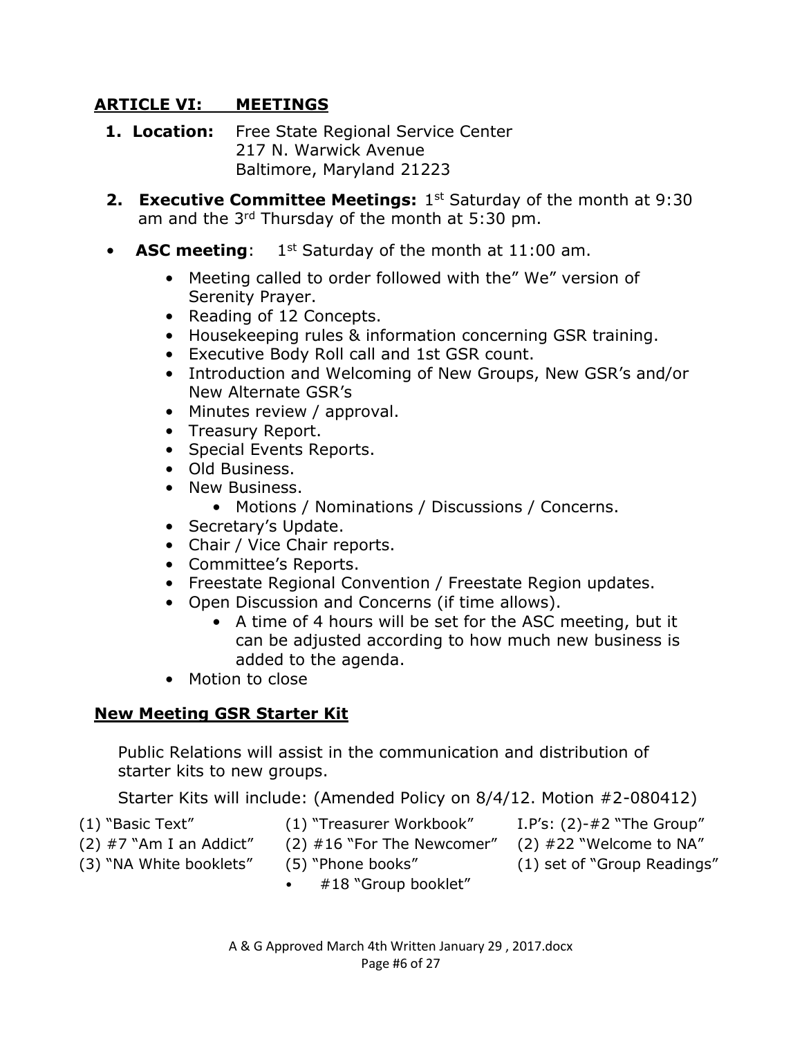## ARTICLE VI: MEETINGS

1. **Location:** Free State Regional Service Center
   217 N. Warwick Avenue
   Baltimore, Maryland 21223

2. **Executive Committee Meetings:** 1st Saturday of the month at 9:30 am and the 3rd Thursday of the month at 5:30 pm.

- **ASC meeting**: 1st Saturday of the month at 11:00 am.
  - Meeting called to order followed with the" We" version of Serenity Prayer.
  - Reading of 12 Concepts.
  - Housekeeping rules & information concerning GSR training.
  - Executive Body Roll call and 1st GSR count.
  - Introduction and Welcoming of New Groups, New GSR's and/or New Alternate GSR's
  - Minutes review / approval.
  - Treasury Report.
  - Special Events Reports.
  - Old Business.
  - New Business.
    - Motions / Nominations / Discussions / Concerns.
  - Secretary's Update.
  - Chair / Vice Chair reports.
  - Committee's Reports.
  - Freestate Regional Convention / Freestate Region updates.
  - Open Discussion and Concerns (if time allows).
    - A time of 4 hours will be set for the ASC meeting, but it can be adjusted according to how much new business is added to the agenda.
  - Motion to close

### New Meeting GSR Starter Kit

Public Relations will assist in the communication and distribution of starter kits to new groups.

Starter Kits will include: (Amended Policy on 8/4/12. Motion #2-080412)

- (1) "Basic Text"
- (2) #7 "Am I an Addict"
- (3) "NA White booklets"
- (1) "Treasurer Workbook"
- (2) #16 "For The Newcomer"
- (5) "Phone books"
- #18 "Group booklet"
- I.P's: (2)-#2 "The Group"
- (2) #22 "Welcome to NA"
- (1) set of "Group Readings"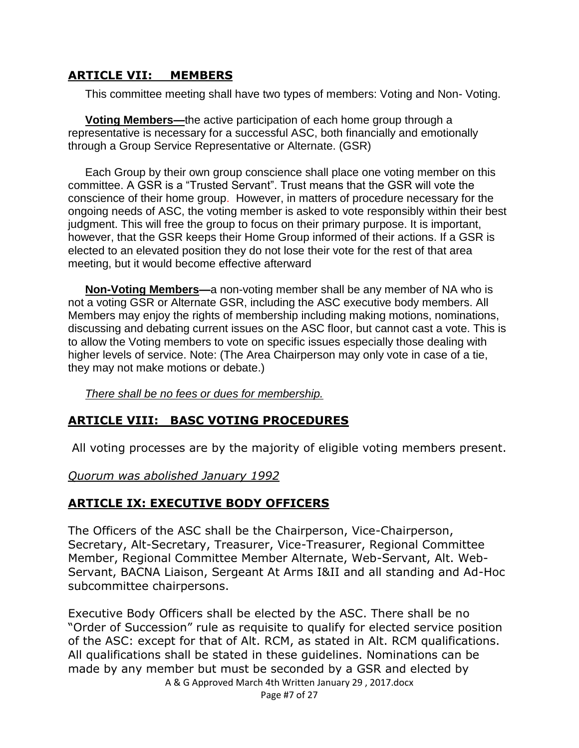## **ARTICLE VII: MEMBERS**

This committee meeting shall have two types of members: Voting and Non- Voting.

**Voting Members—**the active participation of each home group through a representative is necessary for a successful ASC, both financially and emotionally through a Group Service Representative or Alternate. (GSR)

Each Group by their own group conscience shall place one voting member on this committee. A GSR is a "Trusted Servant". Trust means that the GSR will vote the conscience of their home group. However, in matters of procedure necessary for the ongoing needs of ASC, the voting member is asked to vote responsibly within their best judgment. This will free the group to focus on their primary purpose. It is important, however, that the GSR keeps their Home Group informed of their actions. If a GSR is elected to an elevated position they do not lose their vote for the rest of that area meeting, but it would become effective afterward

**Non-Voting Members—**a non-voting member shall be any member of NA who is not a voting GSR or Alternate GSR, including the ASC executive body members. All Members may enjoy the rights of membership including making motions, nominations, discussing and debating current issues on the ASC floor, but cannot cast a vote. This is to allow the Voting members to vote on specific issues especially those dealing with higher levels of service. Note: (The Area Chairperson may only vote in case of a tie, they may not make motions or debate.)

*There shall be no fees or dues for membership.*

## **ARTICLE VIII: BASC VOTING PROCEDURES**

All voting processes are by the majority of eligible voting members present.

*Quorum was abolished January 1992*

## **ARTICLE IX: EXECUTIVE BODY OFFICERS**

The Officers of the ASC shall be the Chairperson, Vice-Chairperson, Secretary, Alt-Secretary, Treasurer, Vice-Treasurer, Regional Committee Member, Regional Committee Member Alternate, Web-Servant, Alt. Web-Servant, BACNA Liaison, Sergeant At Arms I&II and all standing and Ad-Hoc subcommittee chairpersons.

Executive Body Officers shall be elected by the ASC. There shall be no "Order of Succession" rule as requisite to qualify for elected service position of the ASC: except for that of Alt. RCM, as stated in Alt. RCM qualifications. All qualifications shall be stated in these guidelines. Nominations can be made by any member but must be seconded by a GSR and elected by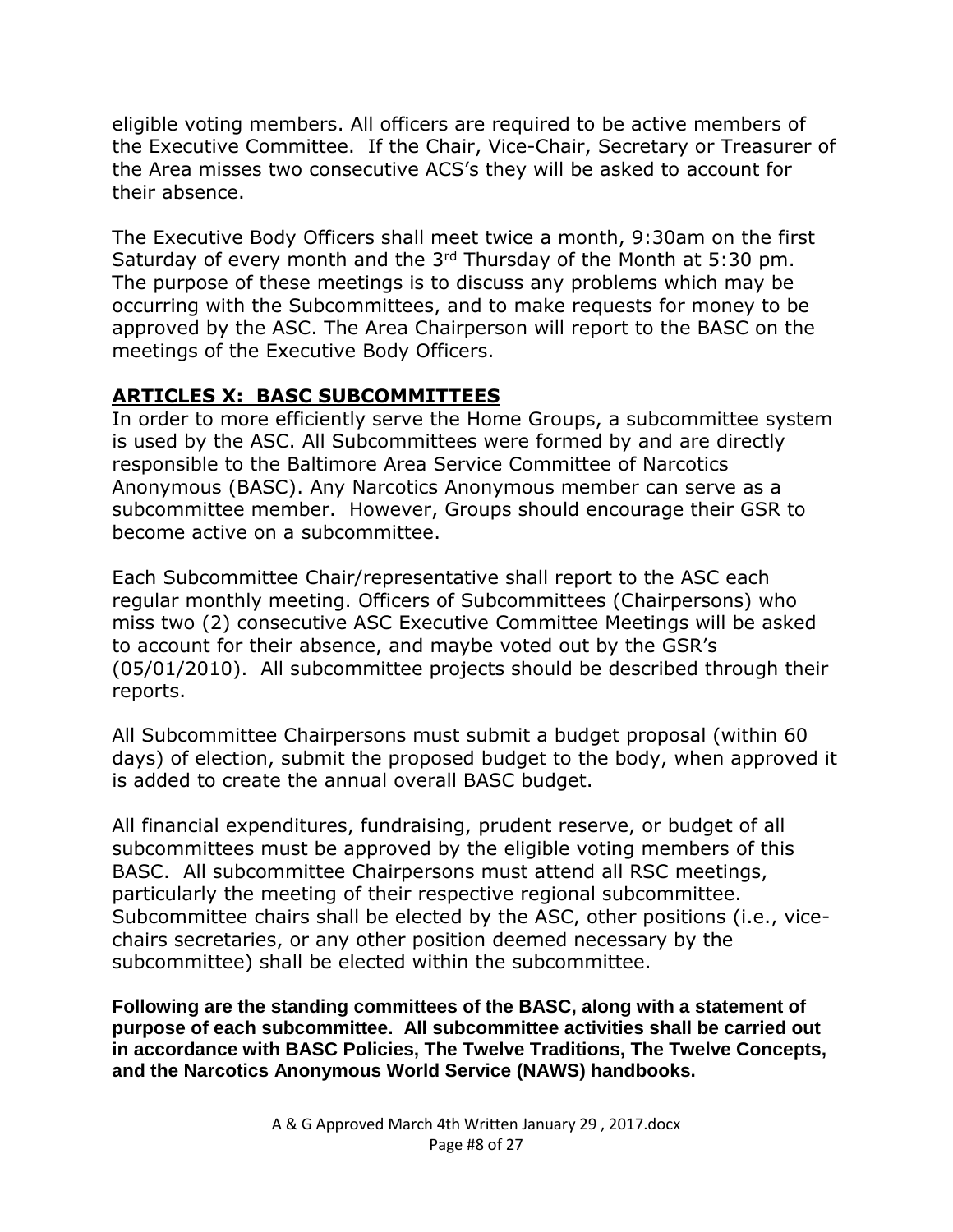eligible voting members. All officers are required to be active members of the Executive Committee. If the Chair, Vice-Chair, Secretary or Treasurer of the Area misses two consecutive ACS's they will be asked to account for their absence.

The Executive Body Officers shall meet twice a month, 9:30am on the first Saturday of every month and the 3rd Thursday of the Month at 5:30 pm. The purpose of these meetings is to discuss any problems which may be occurring with the Subcommittees, and to make requests for money to be approved by the ASC. The Area Chairperson will report to the BASC on the meetings of the Executive Body Officers.

## ARTICLES X: BASC SUBCOMMITTEES

In order to more efficiently serve the Home Groups, a subcommittee system is used by the ASC. All Subcommittees were formed by and are directly responsible to the Baltimore Area Service Committee of Narcotics Anonymous (BASC). Any Narcotics Anonymous member can serve as a subcommittee member. However, Groups should encourage their GSR to become active on a subcommittee.

Each Subcommittee Chair/representative shall report to the ASC each regular monthly meeting. Officers of Subcommittees (Chairpersons) who miss two (2) consecutive ASC Executive Committee Meetings will be asked to account for their absence, and maybe voted out by the GSR's (05/01/2010). All subcommittee projects should be described through their reports.

All Subcommittee Chairpersons must submit a budget proposal (within 60 days) of election, submit the proposed budget to the body, when approved it is added to create the annual overall BASC budget.

All financial expenditures, fundraising, prudent reserve, or budget of all subcommittees must be approved by the eligible voting members of this BASC. All subcommittee Chairpersons must attend all RSC meetings, particularly the meeting of their respective regional subcommittee. Subcommittee chairs shall be elected by the ASC, other positions (i.e., vice-chairs secretaries, or any other position deemed necessary by the subcommittee) shall be elected within the subcommittee.

**Following are the standing committees of the BASC, along with a statement of purpose of each subcommittee. All subcommittee activities shall be carried out in accordance with BASC Policies, The Twelve Traditions, The Twelve Concepts, and the Narcotics Anonymous World Service (NAWS) handbooks.**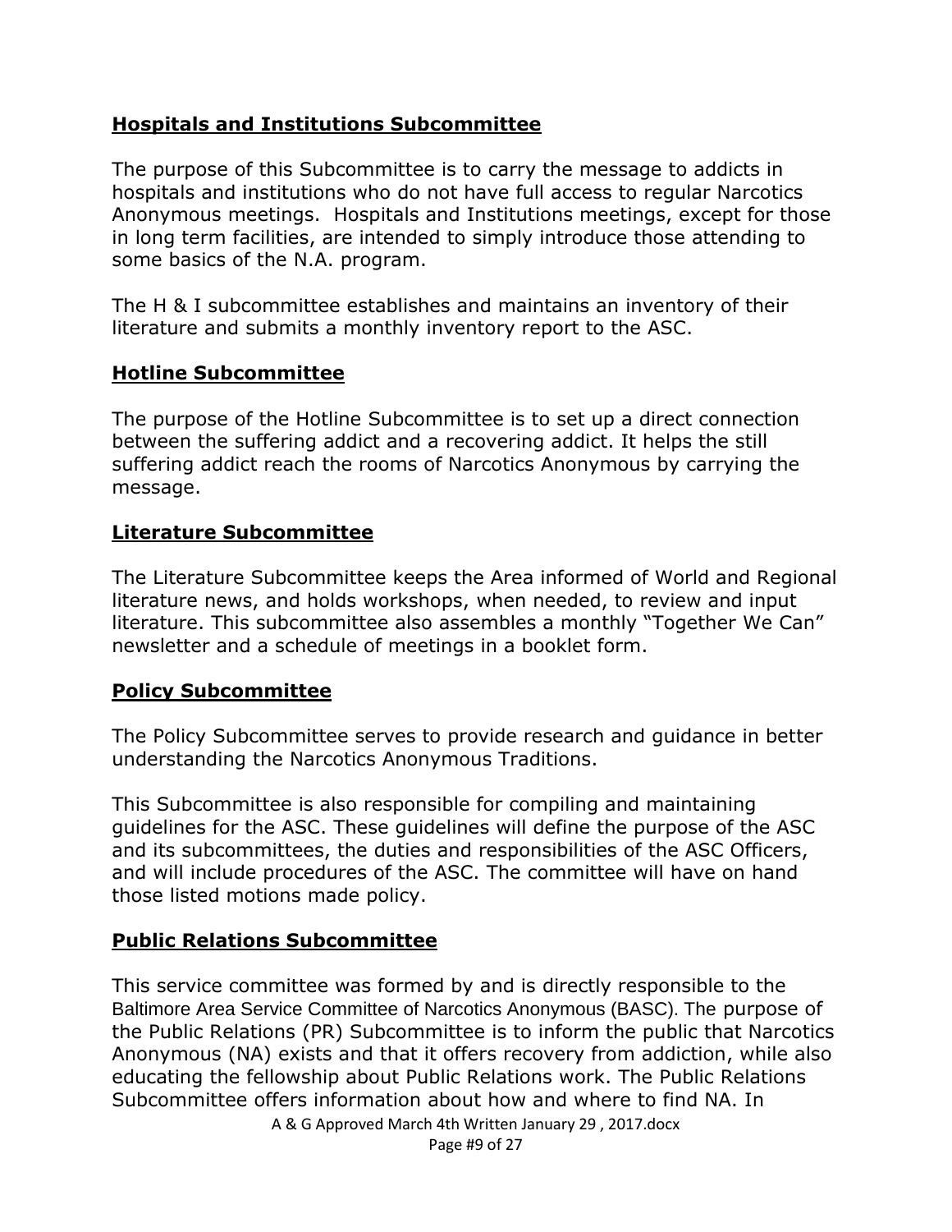## Hospitals and Institutions Subcommittee

The purpose of this Subcommittee is to carry the message to addicts in hospitals and institutions who do not have full access to regular Narcotics Anonymous meetings. Hospitals and Institutions meetings, except for those in long term facilities, are intended to simply introduce those attending to some basics of the N.A. program.

The H & I subcommittee establishes and maintains an inventory of their literature and submits a monthly inventory report to the ASC.

## Hotline Subcommittee

The purpose of the Hotline Subcommittee is to set up a direct connection between the suffering addict and a recovering addict. It helps the still suffering addict reach the rooms of Narcotics Anonymous by carrying the message.

## Literature Subcommittee

The Literature Subcommittee keeps the Area informed of World and Regional literature news, and holds workshops, when needed, to review and input literature. This subcommittee also assembles a monthly "Together We Can" newsletter and a schedule of meetings in a booklet form.

## Policy Subcommittee

The Policy Subcommittee serves to provide research and guidance in better understanding the Narcotics Anonymous Traditions.

This Subcommittee is also responsible for compiling and maintaining guidelines for the ASC. These guidelines will define the purpose of the ASC and its subcommittees, the duties and responsibilities of the ASC Officers, and will include procedures of the ASC. The committee will have on hand those listed motions made policy.

## Public Relations Subcommittee

This service committee was formed by and is directly responsible to the Baltimore Area Service Committee of Narcotics Anonymous (BASC). The purpose of the Public Relations (PR) Subcommittee is to inform the public that Narcotics Anonymous (NA) exists and that it offers recovery from addiction, while also educating the fellowship about Public Relations work. The Public Relations Subcommittee offers information about how and where to find NA. In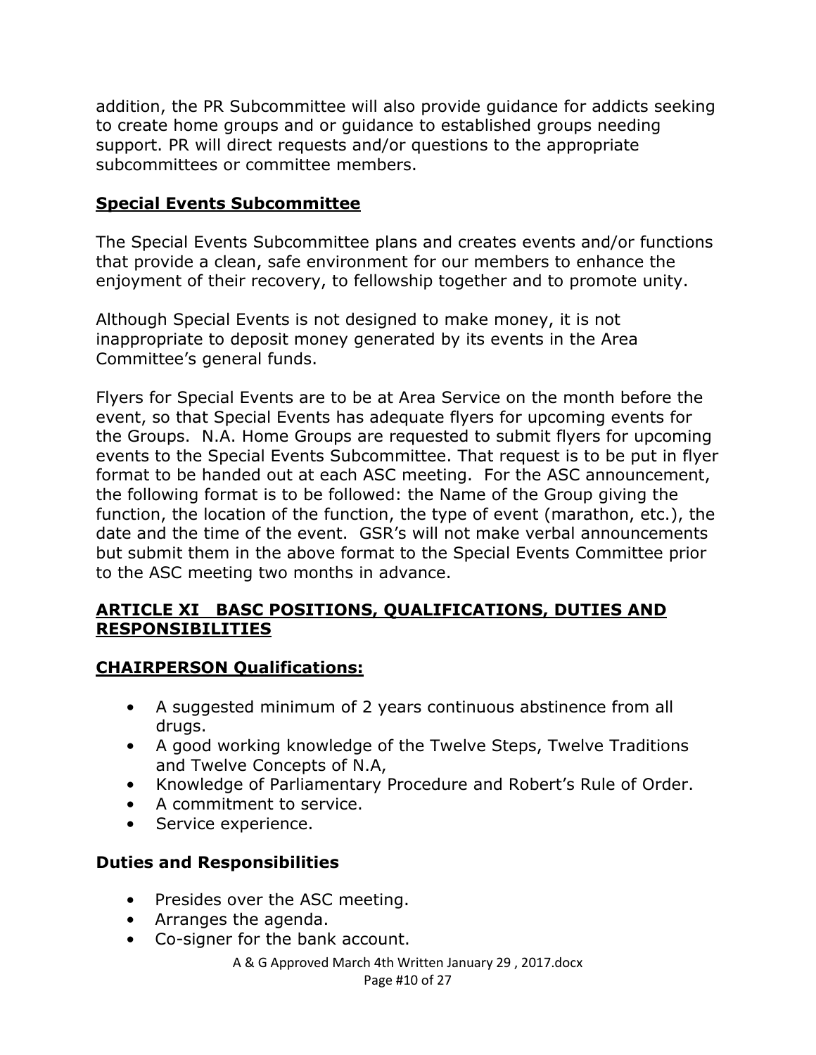addition, the PR Subcommittee will also provide guidance for addicts seeking to create home groups and or guidance to established groups needing support. PR will direct requests and/or questions to the appropriate subcommittees or committee members.

## Special Events Subcommittee

The Special Events Subcommittee plans and creates events and/or functions that provide a clean, safe environment for our members to enhance the enjoyment of their recovery, to fellowship together and to promote unity.

Although Special Events is not designed to make money, it is not inappropriate to deposit money generated by its events in the Area Committee's general funds.

Flyers for Special Events are to be at Area Service on the month before the event, so that Special Events has adequate flyers for upcoming events for the Groups. N.A. Home Groups are requested to submit flyers for upcoming events to the Special Events Subcommittee. That request is to be put in flyer format to be handed out at each ASC meeting. For the ASC announcement, the following format is to be followed: the Name of the Group giving the function, the location of the function, the type of event (marathon, etc.), the date and the time of the event. GSR's will not make verbal announcements but submit them in the above format to the Special Events Committee prior to the ASC meeting two months in advance.

## ARTICLE XI BASC POSITIONS, QUALIFICATIONS, DUTIES AND RESPONSIBILITIES

### CHAIRPERSON Qualifications:

- A suggested minimum of 2 years continuous abstinence from all drugs.
- A good working knowledge of the Twelve Steps, Twelve Traditions and Twelve Concepts of N.A,
- Knowledge of Parliamentary Procedure and Robert's Rule of Order.
- A commitment to service.
- Service experience.

### Duties and Responsibilities

- Presides over the ASC meeting.
- Arranges the agenda.
- Co-signer for the bank account.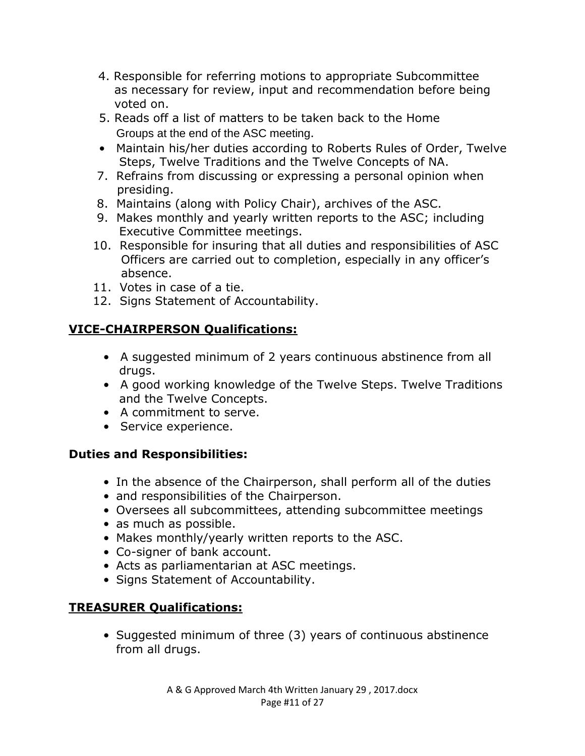4. Responsible for referring motions to appropriate Subcommittee as necessary for review, input and recommendation before being voted on.
5. Reads off a list of matters to be taken back to the Home Groups at the end of the ASC meeting.

- Maintain his/her duties according to Roberts Rules of Order, Twelve Steps, Twelve Traditions and the Twelve Concepts of NA.

7. Refrains from discussing or expressing a personal opinion when presiding.
8. Maintains (along with Policy Chair), archives of the ASC.
9. Makes monthly and yearly written reports to the ASC; including Executive Committee meetings.
10. Responsible for insuring that all duties and responsibilities of ASC Officers are carried out to completion, especially in any officer's absence.
11. Votes in case of a tie.
12. Signs Statement of Accountability.

## VICE-CHAIRPERSON Qualifications:

- A suggested minimum of 2 years continuous abstinence from all drugs.
- A good working knowledge of the Twelve Steps. Twelve Traditions and the Twelve Concepts.
- A commitment to serve.
- Service experience.

### Duties and Responsibilities:

- In the absence of the Chairperson, shall perform all of the duties
- and responsibilities of the Chairperson.
- Oversees all subcommittees, attending subcommittee meetings
- as much as possible.
- Makes monthly/yearly written reports to the ASC.
- Co-signer of bank account.
- Acts as parliamentarian at ASC meetings.
- Signs Statement of Accountability.

## TREASURER Qualifications:

- Suggested minimum of three (3) years of continuous abstinence from all drugs.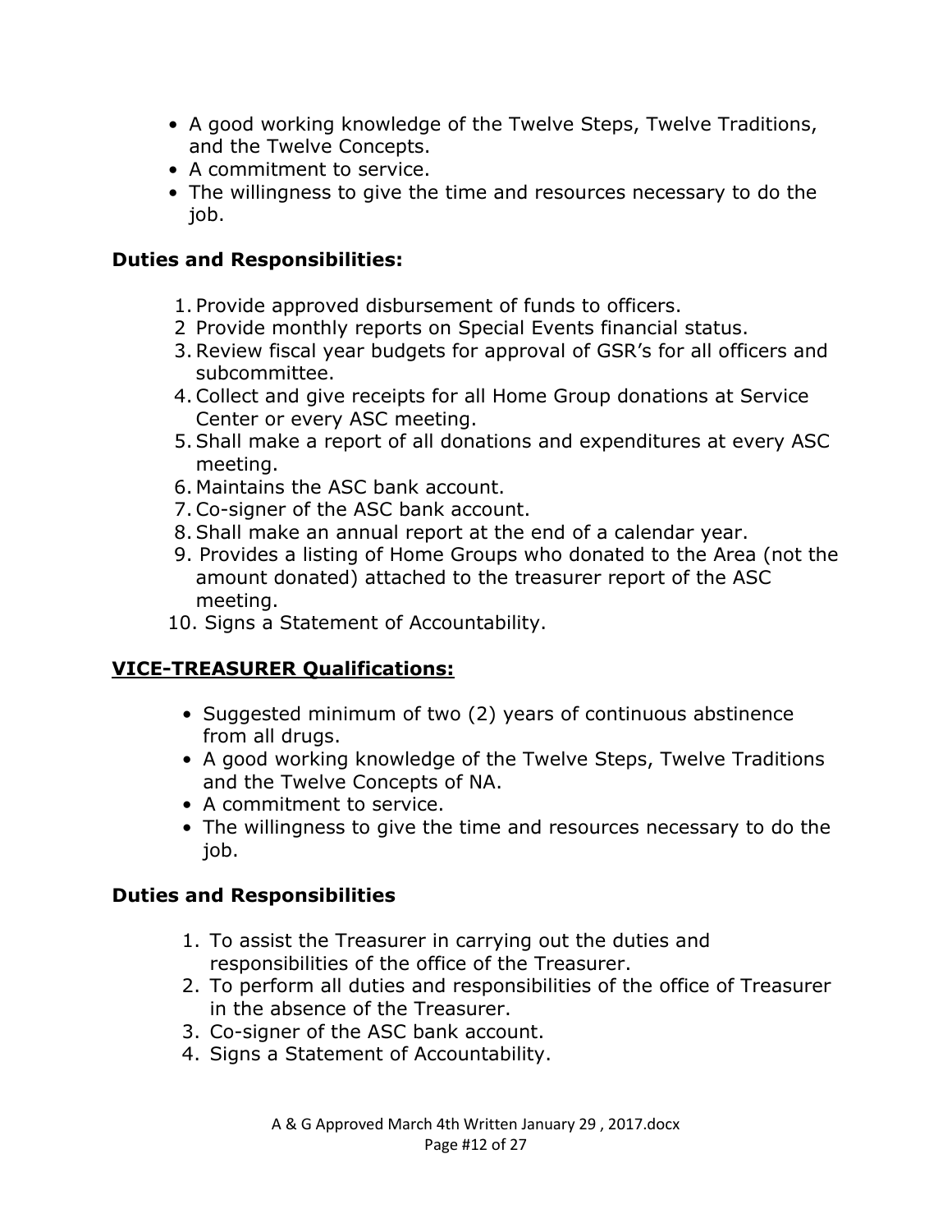- A good working knowledge of the Twelve Steps, Twelve Traditions, and the Twelve Concepts.
- A commitment to service.
- The willingness to give the time and resources necessary to do the job.

**Duties and Responsibilities:**

1. Provide approved disbursement of funds to officers.
2. Provide monthly reports on Special Events financial status.
3. Review fiscal year budgets for approval of GSR's for all officers and subcommittee.
4. Collect and give receipts for all Home Group donations at Service Center or every ASC meeting.
5. Shall make a report of all donations and expenditures at every ASC meeting.
6. Maintains the ASC bank account.
7. Co-signer of the ASC bank account.
8. Shall make an annual report at the end of a calendar year.
9. Provides a listing of Home Groups who donated to the Area (not the amount donated) attached to the treasurer report of the ASC meeting.
10. Signs a Statement of Accountability.

**<u>VICE-TREASURER Qualifications:</u>**

- Suggested minimum of two (2) years of continuous abstinence from all drugs.
- A good working knowledge of the Twelve Steps, Twelve Traditions and the Twelve Concepts of NA.
- A commitment to service.
- The willingness to give the time and resources necessary to do the job.

**Duties and Responsibilities**

1. To assist the Treasurer in carrying out the duties and responsibilities of the office of the Treasurer.
2. To perform all duties and responsibilities of the office of Treasurer in the absence of the Treasurer.
3. Co-signer of the ASC bank account.
4. Signs a Statement of Accountability.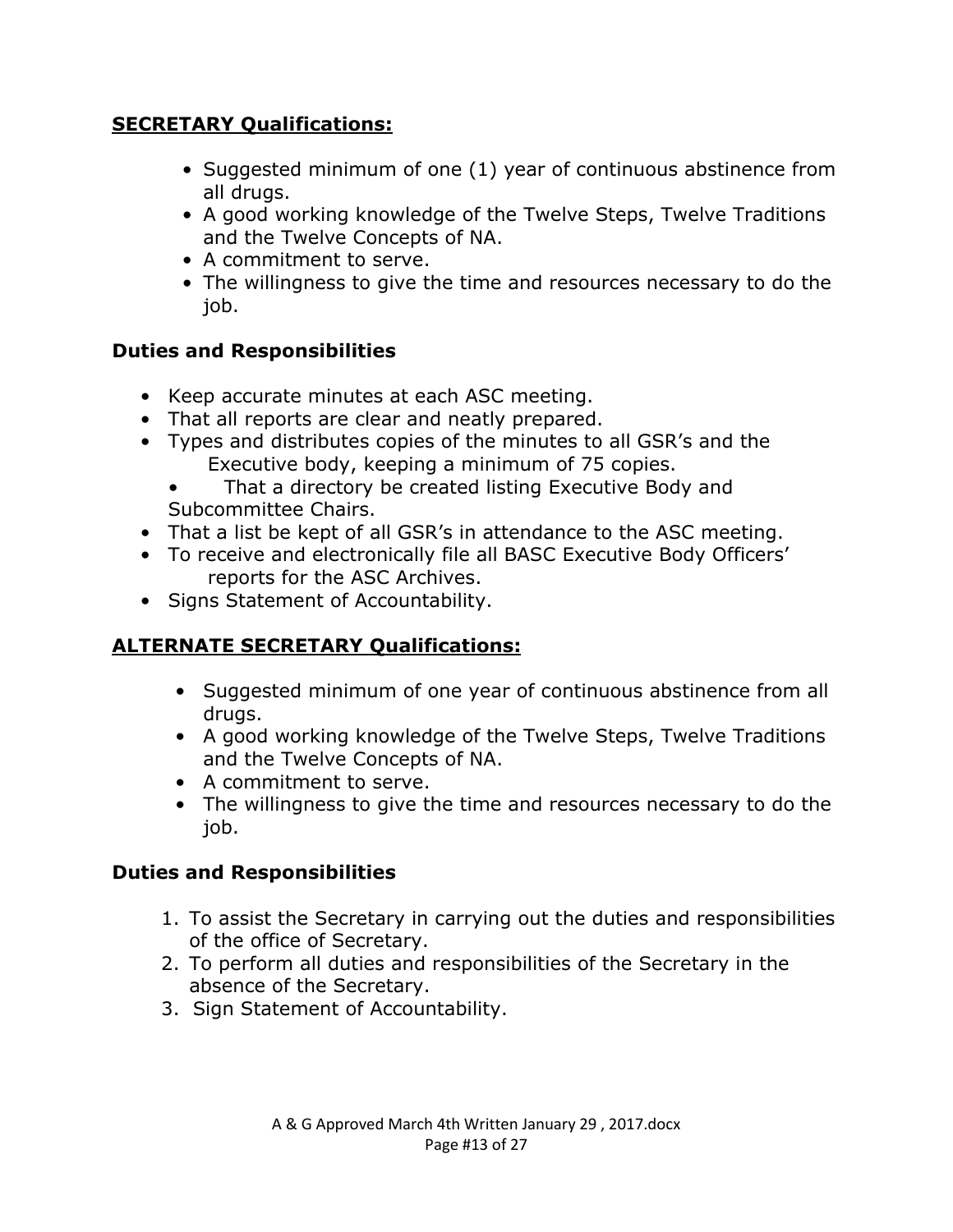## **SECRETARY Qualifications:**

- Suggested minimum of one (1) year of continuous abstinence from all drugs.
- A good working knowledge of the Twelve Steps, Twelve Traditions and the Twelve Concepts of NA.
- A commitment to serve.
- The willingness to give the time and resources necessary to do the job.

### **Duties and Responsibilities**

- Keep accurate minutes at each ASC meeting.
- That all reports are clear and neatly prepared.
- Types and distributes copies of the minutes to all GSR's and the Executive body, keeping a minimum of 75 copies.
- That a directory be created listing Executive Body and Subcommittee Chairs.
- That a list be kept of all GSR's in attendance to the ASC meeting.
- To receive and electronically file all BASC Executive Body Officers' reports for the ASC Archives.
- Signs Statement of Accountability.

## **ALTERNATE SECRETARY Qualifications:**

- Suggested minimum of one year of continuous abstinence from all drugs.
- A good working knowledge of the Twelve Steps, Twelve Traditions and the Twelve Concepts of NA.
- A commitment to serve.
- The willingness to give the time and resources necessary to do the job.

### **Duties and Responsibilities**

1. To assist the Secretary in carrying out the duties and responsibilities of the office of Secretary.
2. To perform all duties and responsibilities of the Secretary in the absence of the Secretary.
3. Sign Statement of Accountability.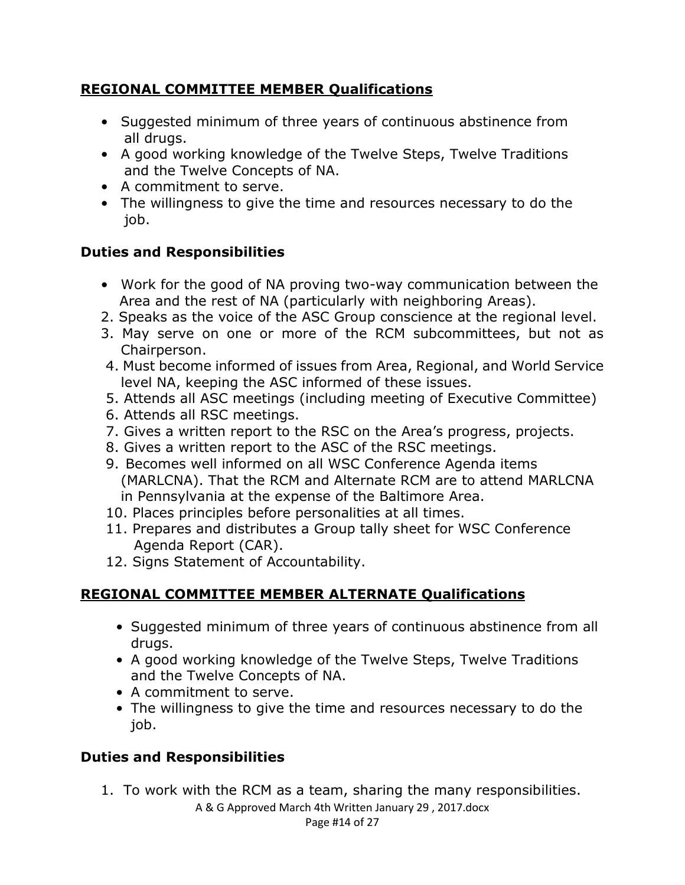## REGIONAL COMMITTEE MEMBER Qualifications

- Suggested minimum of three years of continuous abstinence from all drugs.
- A good working knowledge of the Twelve Steps, Twelve Traditions and the Twelve Concepts of NA.
- A commitment to serve.
- The willingness to give the time and resources necessary to do the job.

### Duties and Responsibilities

- Work for the good of NA proving two-way communication between the Area and the rest of NA (particularly with neighboring Areas).

2. Speaks as the voice of the ASC Group conscience at the regional level.
3. May serve on one or more of the RCM subcommittees, but not as Chairperson.
4. Must become informed of issues from Area, Regional, and World Service level NA, keeping the ASC informed of these issues.
5. Attends all ASC meetings (including meeting of Executive Committee)
6. Attends all RSC meetings.
7. Gives a written report to the RSC on the Area's progress, projects.
8. Gives a written report to the ASC of the RSC meetings.
9. Becomes well informed on all WSC Conference Agenda items (MARLCNA). That the RCM and Alternate RCM are to attend MARLCNA in Pennsylvania at the expense of the Baltimore Area.
10. Places principles before personalities at all times.
11. Prepares and distributes a Group tally sheet for WSC Conference Agenda Report (CAR).
12. Signs Statement of Accountability.

## REGIONAL COMMITTEE MEMBER ALTERNATE Qualifications

- Suggested minimum of three years of continuous abstinence from all drugs.
- A good working knowledge of the Twelve Steps, Twelve Traditions and the Twelve Concepts of NA.
- A commitment to serve.
- The willingness to give the time and resources necessary to do the job.

### Duties and Responsibilities

1. To work with the RCM as a team, sharing the many responsibilities.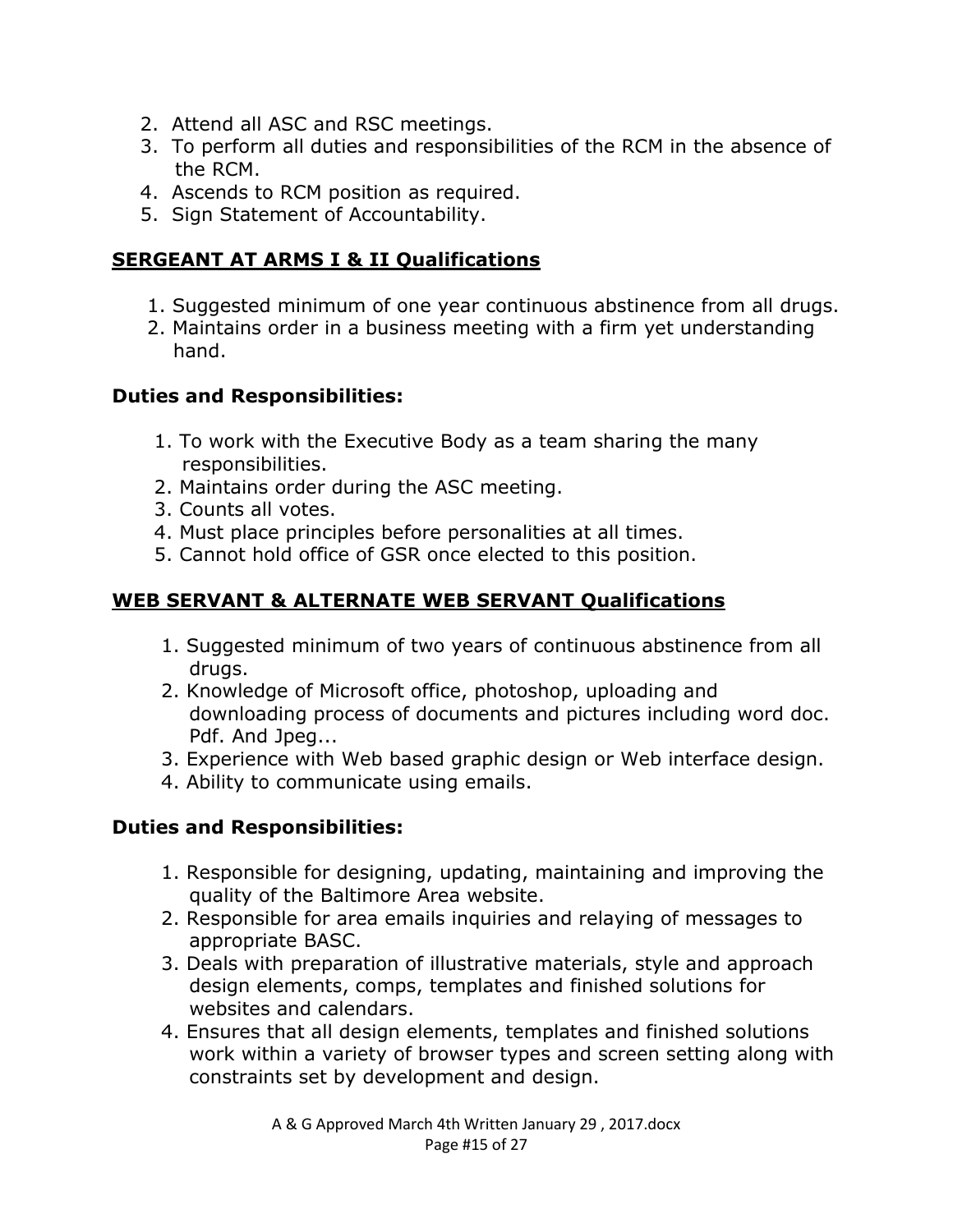2. Attend all ASC and RSC meetings.
3. To perform all duties and responsibilities of the RCM in the absence of the RCM.
4. Ascends to RCM position as required.
5. Sign Statement of Accountability.

## **SERGEANT AT ARMS I & II Qualifications**

1. Suggested minimum of one year continuous abstinence from all drugs.
2. Maintains order in a business meeting with a firm yet understanding hand.

### **Duties and Responsibilities:**

1. To work with the Executive Body as a team sharing the many responsibilities.
2. Maintains order during the ASC meeting.
3. Counts all votes.
4. Must place principles before personalities at all times.
5. Cannot hold office of GSR once elected to this position.

## **WEB SERVANT & ALTERNATE WEB SERVANT Qualifications**

1. Suggested minimum of two years of continuous abstinence from all drugs.
2. Knowledge of Microsoft office, photoshop, uploading and downloading process of documents and pictures including word doc. Pdf. And Jpeg...
3. Experience with Web based graphic design or Web interface design.
4. Ability to communicate using emails.

### **Duties and Responsibilities:**

1. Responsible for designing, updating, maintaining and improving the quality of the Baltimore Area website.
2. Responsible for area emails inquiries and relaying of messages to appropriate BASC.
3. Deals with preparation of illustrative materials, style and approach design elements, comps, templates and finished solutions for websites and calendars.
4. Ensures that all design elements, templates and finished solutions work within a variety of browser types and screen setting along with constraints set by development and design.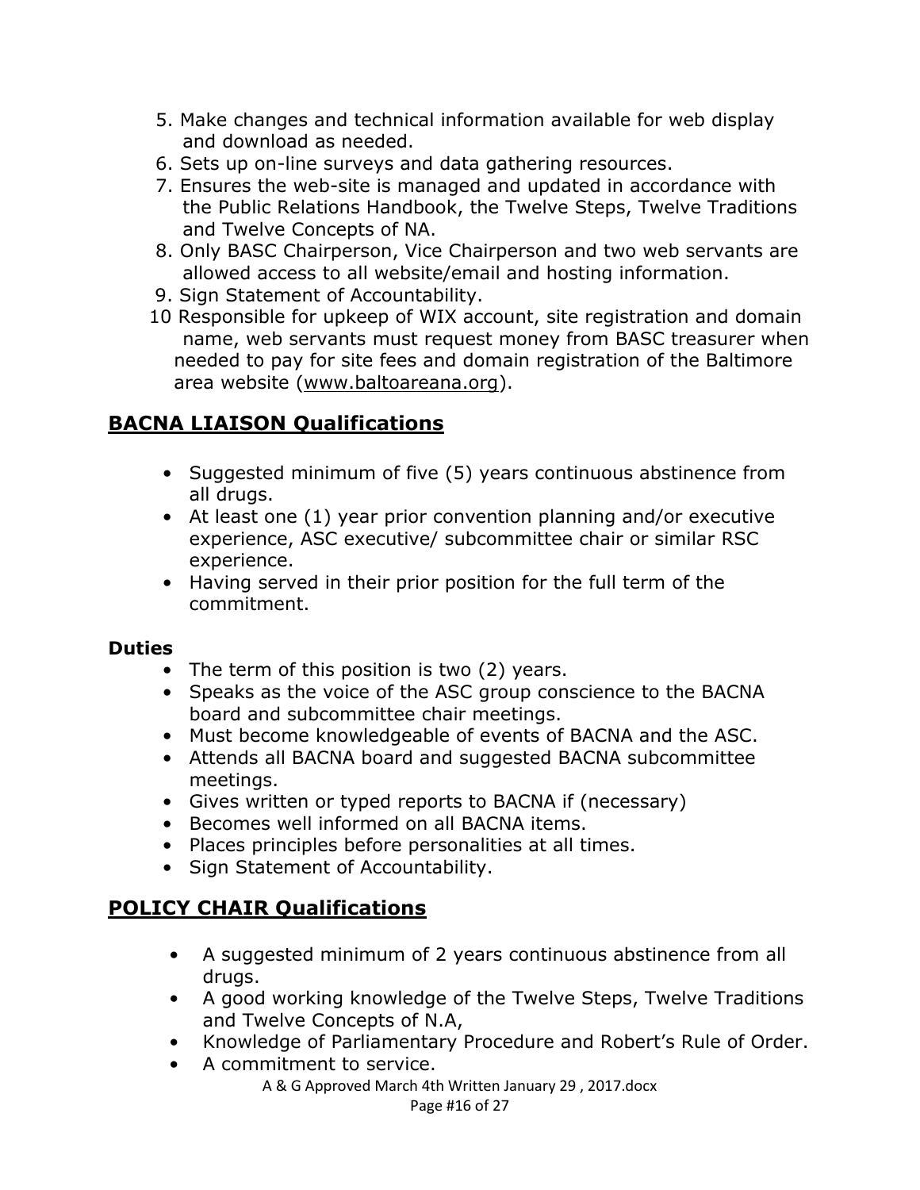5. Make changes and technical information available for web display and download as needed.
6. Sets up on-line surveys and data gathering resources.
7. Ensures the web-site is managed and updated in accordance with the Public Relations Handbook, the Twelve Steps, Twelve Traditions and Twelve Concepts of NA.
8. Only BASC Chairperson, Vice Chairperson and two web servants are allowed access to all website/email and hosting information.
9. Sign Statement of Accountability.
10. Responsible for upkeep of WIX account, site registration and domain name, web servants must request money from BASC treasurer when needed to pay for site fees and domain registration of the Baltimore area website (www.baltoareana.org).

## BACNA LIAISON Qualifications

- Suggested minimum of five (5) years continuous abstinence from all drugs.
- At least one (1) year prior convention planning and/or executive experience, ASC executive/ subcommittee chair or similar RSC experience.
- Having served in their prior position for the full term of the commitment.

### Duties

- The term of this position is two (2) years.
- Speaks as the voice of the ASC group conscience to the BACNA board and subcommittee chair meetings.
- Must become knowledgeable of events of BACNA and the ASC.
- Attends all BACNA board and suggested BACNA subcommittee meetings.
- Gives written or typed reports to BACNA if (necessary)
- Becomes well informed on all BACNA items.
- Places principles before personalities at all times.
- Sign Statement of Accountability.

## POLICY CHAIR Qualifications

- A suggested minimum of 2 years continuous abstinence from all drugs.
- A good working knowledge of the Twelve Steps, Twelve Traditions and Twelve Concepts of N.A,
- Knowledge of Parliamentary Procedure and Robert's Rule of Order.
- A commitment to service.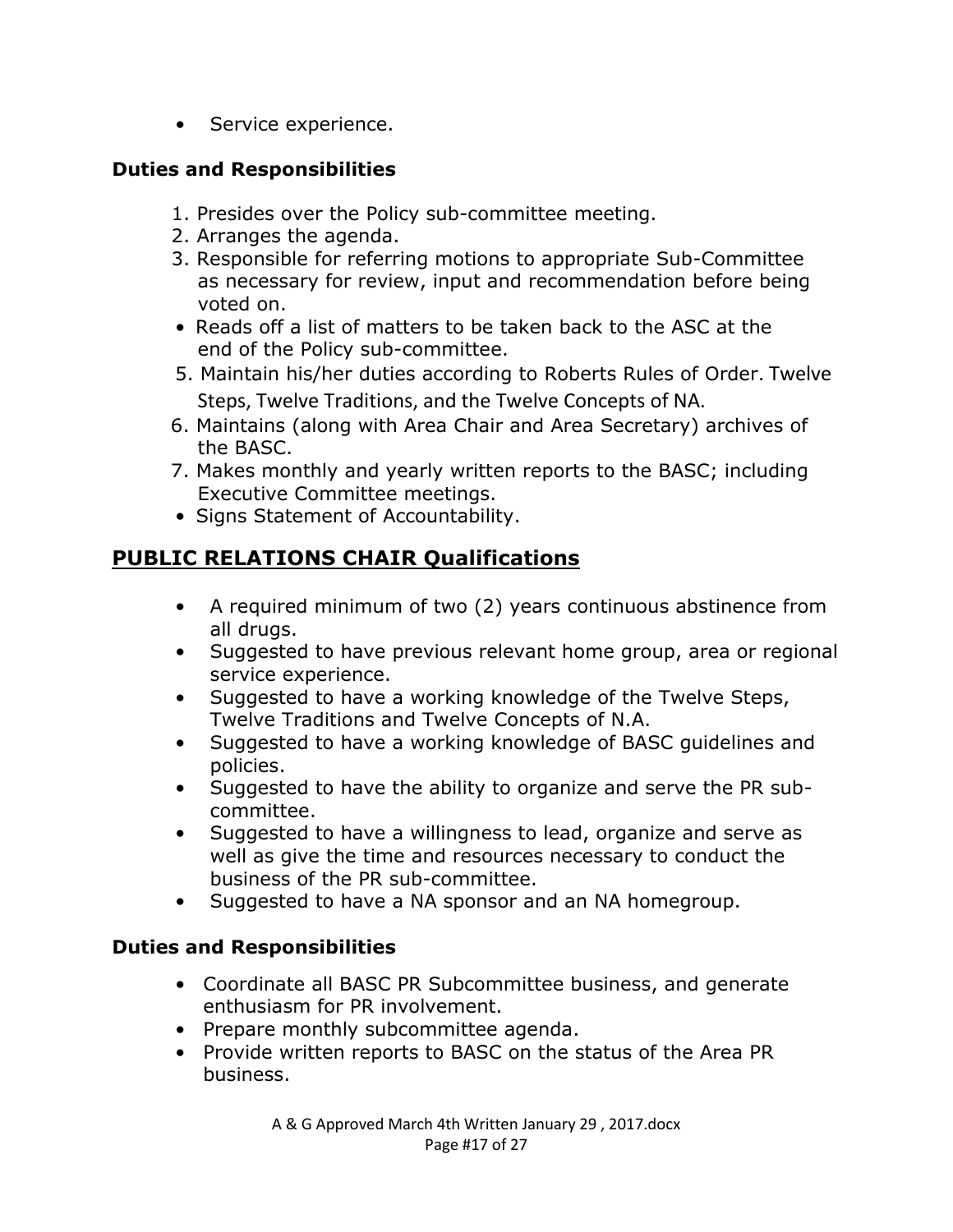- Service experience.

### Duties and Responsibilities

1. Presides over the Policy sub-committee meeting.
2. Arranges the agenda.
3. Responsible for referring motions to appropriate Sub-Committee as necessary for review, input and recommendation before being voted on.

- Reads off a list of matters to be taken back to the ASC at the end of the Policy sub-committee.

5. Maintain his/her duties according to Roberts Rules of Order. Twelve Steps, Twelve Traditions, and the Twelve Concepts of NA.
6. Maintains (along with Area Chair and Area Secretary) archives of the BASC.
7. Makes monthly and yearly written reports to the BASC; including Executive Committee meetings.

- Signs Statement of Accountability.

## PUBLIC RELATIONS CHAIR Qualifications

- A required minimum of two (2) years continuous abstinence from all drugs.
- Suggested to have previous relevant home group, area or regional service experience.
- Suggested to have a working knowledge of the Twelve Steps, Twelve Traditions and Twelve Concepts of N.A.
- Suggested to have a working knowledge of BASC guidelines and policies.
- Suggested to have the ability to organize and serve the PR sub-committee.
- Suggested to have a willingness to lead, organize and serve as well as give the time and resources necessary to conduct the business of the PR sub-committee.
- Suggested to have a NA sponsor and an NA homegroup.

### Duties and Responsibilities

- Coordinate all BASC PR Subcommittee business, and generate enthusiasm for PR involvement.
- Prepare monthly subcommittee agenda.
- Provide written reports to BASC on the status of the Area PR business.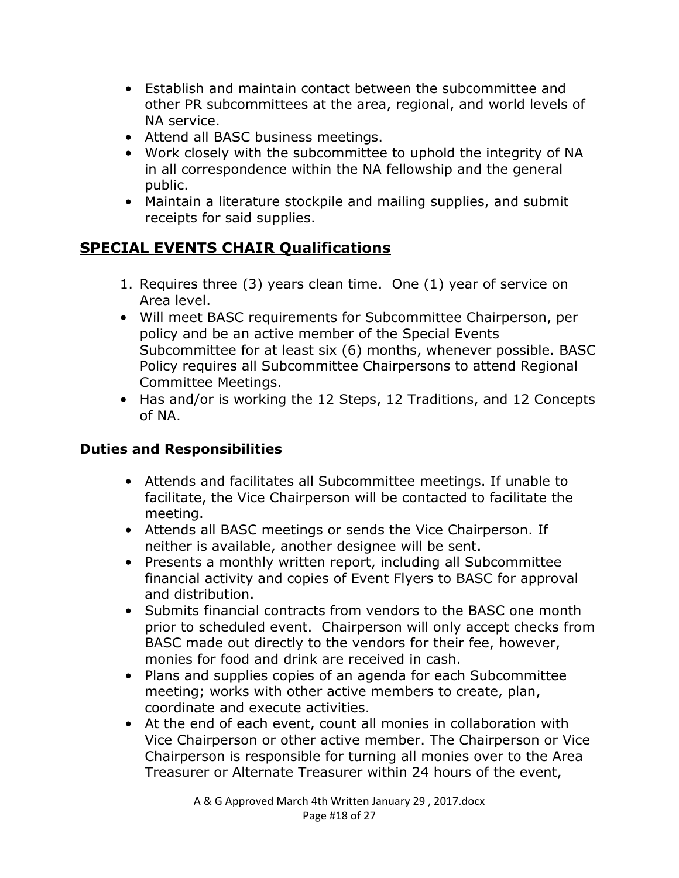- Establish and maintain contact between the subcommittee and other PR subcommittees at the area, regional, and world levels of NA service.
- Attend all BASC business meetings.
- Work closely with the subcommittee to uphold the integrity of NA in all correspondence within the NA fellowship and the general public.
- Maintain a literature stockpile and mailing supplies, and submit receipts for said supplies.

## SPECIAL EVENTS CHAIR Qualifications

1. Requires three (3) years clean time. One (1) year of service on Area level.

- Will meet BASC requirements for Subcommittee Chairperson, per policy and be an active member of the Special Events Subcommittee for at least six (6) months, whenever possible. BASC Policy requires all Subcommittee Chairpersons to attend Regional Committee Meetings.
- Has and/or is working the 12 Steps, 12 Traditions, and 12 Concepts of NA.

### Duties and Responsibilities

- Attends and facilitates all Subcommittee meetings. If unable to facilitate, the Vice Chairperson will be contacted to facilitate the meeting.
- Attends all BASC meetings or sends the Vice Chairperson. If neither is available, another designee will be sent.
- Presents a monthly written report, including all Subcommittee financial activity and copies of Event Flyers to BASC for approval and distribution.
- Submits financial contracts from vendors to the BASC one month prior to scheduled event. Chairperson will only accept checks from BASC made out directly to the vendors for their fee, however, monies for food and drink are received in cash.
- Plans and supplies copies of an agenda for each Subcommittee meeting; works with other active members to create, plan, coordinate and execute activities.
- At the end of each event, count all monies in collaboration with Vice Chairperson or other active member. The Chairperson or Vice Chairperson is responsible for turning all monies over to the Area Treasurer or Alternate Treasurer within 24 hours of the event,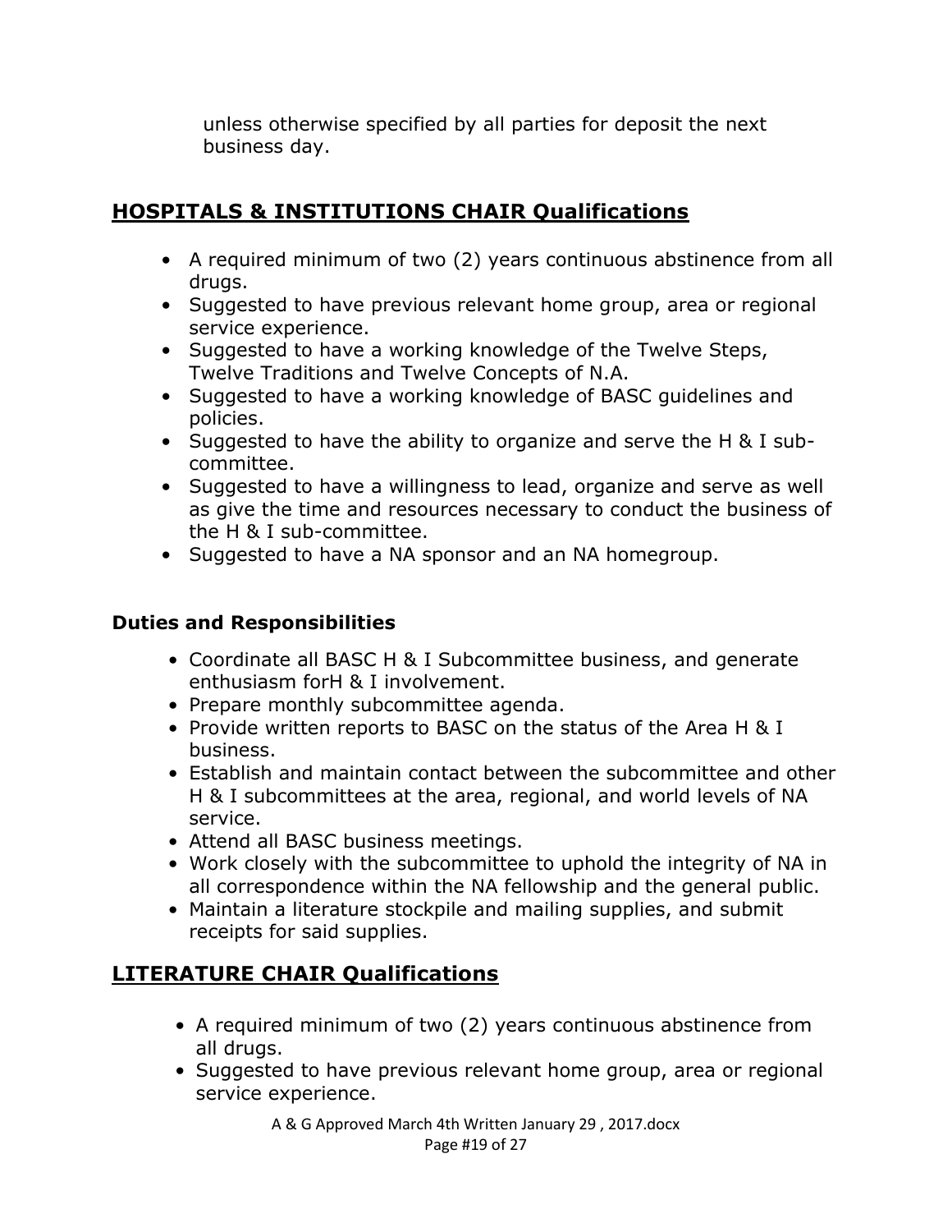unless otherwise specified by all parties for deposit the next business day.

## HOSPITALS & INSTITUTIONS CHAIR Qualifications

- A required minimum of two (2) years continuous abstinence from all drugs.
- Suggested to have previous relevant home group, area or regional service experience.
- Suggested to have a working knowledge of the Twelve Steps, Twelve Traditions and Twelve Concepts of N.A.
- Suggested to have a working knowledge of BASC guidelines and policies.
- Suggested to have the ability to organize and serve the H & I sub-committee.
- Suggested to have a willingness to lead, organize and serve as well as give the time and resources necessary to conduct the business of the H & I sub-committee.
- Suggested to have a NA sponsor and an NA homegroup.

### Duties and Responsibilities

- Coordinate all BASC H & I Subcommittee business, and generate enthusiasm forH & I involvement.
- Prepare monthly subcommittee agenda.
- Provide written reports to BASC on the status of the Area H & I business.
- Establish and maintain contact between the subcommittee and other H & I subcommittees at the area, regional, and world levels of NA service.
- Attend all BASC business meetings.
- Work closely with the subcommittee to uphold the integrity of NA in all correspondence within the NA fellowship and the general public.
- Maintain a literature stockpile and mailing supplies, and submit receipts for said supplies.

## LITERATURE CHAIR Qualifications

- A required minimum of two (2) years continuous abstinence from all drugs.
- Suggested to have previous relevant home group, area or regional service experience.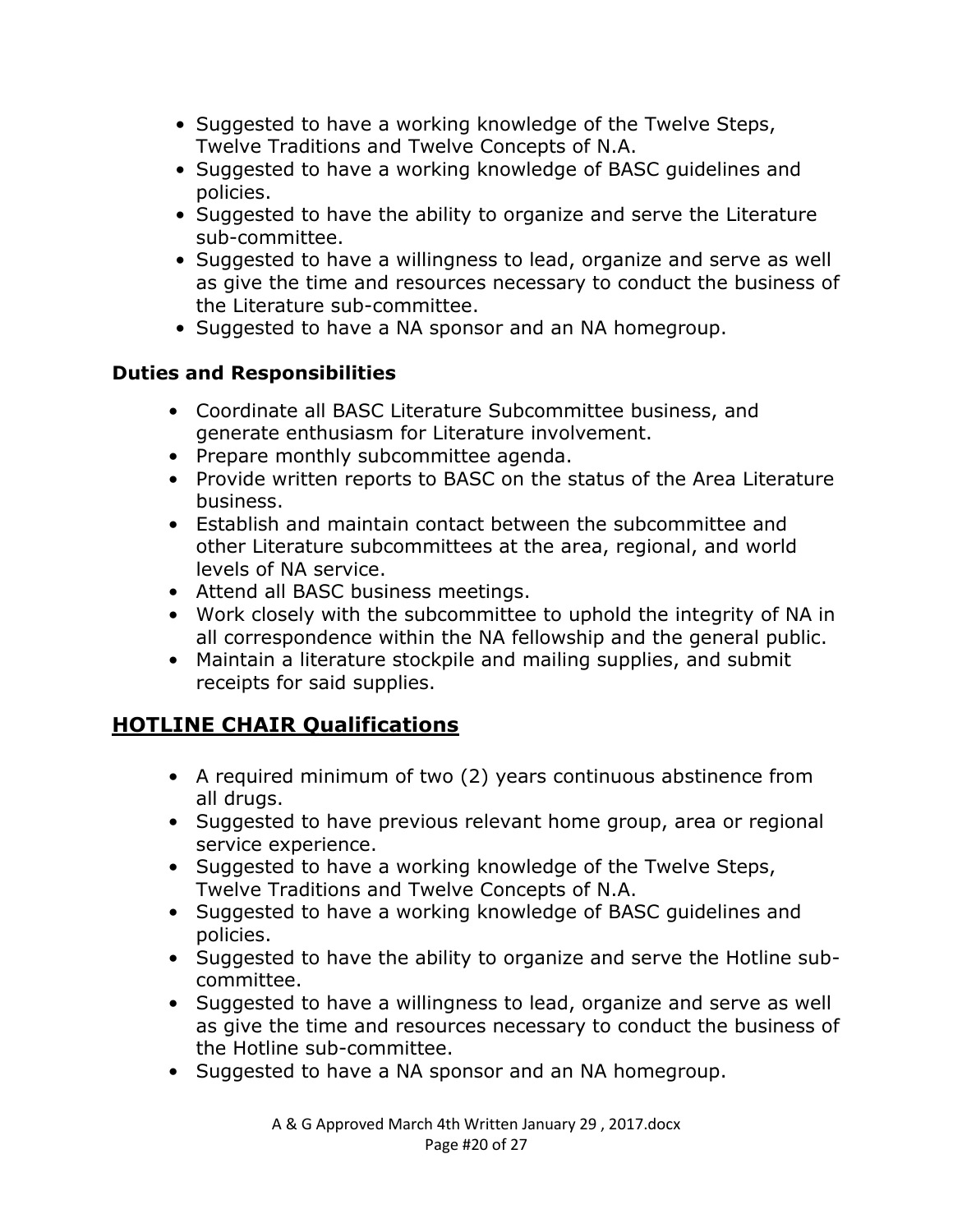- Suggested to have a working knowledge of the Twelve Steps, Twelve Traditions and Twelve Concepts of N.A.
- Suggested to have a working knowledge of BASC guidelines and policies.
- Suggested to have the ability to organize and serve the Literature sub-committee.
- Suggested to have a willingness to lead, organize and serve as well as give the time and resources necessary to conduct the business of the Literature sub-committee.
- Suggested to have a NA sponsor and an NA homegroup.

### Duties and Responsibilities

- Coordinate all BASC Literature Subcommittee business, and generate enthusiasm for Literature involvement.
- Prepare monthly subcommittee agenda.
- Provide written reports to BASC on the status of the Area Literature business.
- Establish and maintain contact between the subcommittee and other Literature subcommittees at the area, regional, and world levels of NA service.
- Attend all BASC business meetings.
- Work closely with the subcommittee to uphold the integrity of NA in all correspondence within the NA fellowship and the general public.
- Maintain a literature stockpile and mailing supplies, and submit receipts for said supplies.

## HOTLINE CHAIR Qualifications

- A required minimum of two (2) years continuous abstinence from all drugs.
- Suggested to have previous relevant home group, area or regional service experience.
- Suggested to have a working knowledge of the Twelve Steps, Twelve Traditions and Twelve Concepts of N.A.
- Suggested to have a working knowledge of BASC guidelines and policies.
- Suggested to have the ability to organize and serve the Hotline sub-committee.
- Suggested to have a willingness to lead, organize and serve as well as give the time and resources necessary to conduct the business of the Hotline sub-committee.
- Suggested to have a NA sponsor and an NA homegroup.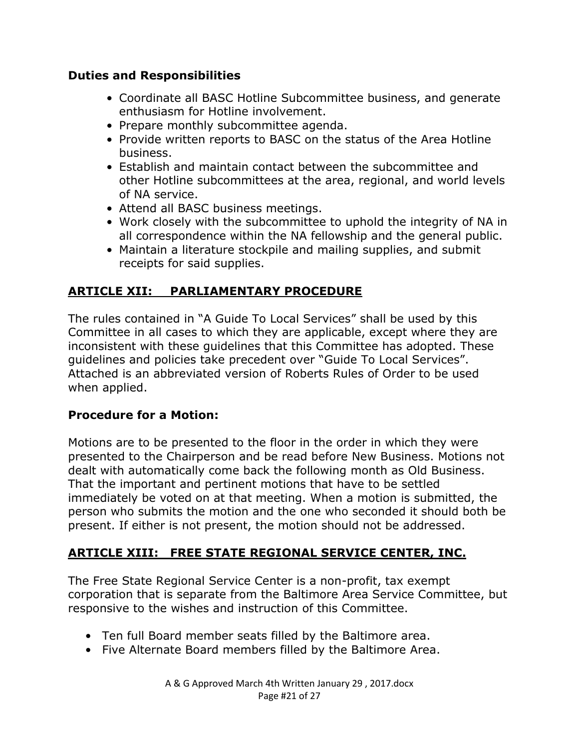### Duties and Responsibilities

- Coordinate all BASC Hotline Subcommittee business, and generate enthusiasm for Hotline involvement.
- Prepare monthly subcommittee agenda.
- Provide written reports to BASC on the status of the Area Hotline business.
- Establish and maintain contact between the subcommittee and other Hotline subcommittees at the area, regional, and world levels of NA service.
- Attend all BASC business meetings.
- Work closely with the subcommittee to uphold the integrity of NA in all correspondence within the NA fellowship and the general public.
- Maintain a literature stockpile and mailing supplies, and submit receipts for said supplies.

## ARTICLE XII: PARLIAMENTARY PROCEDURE

The rules contained in "A Guide To Local Services" shall be used by this Committee in all cases to which they are applicable, except where they are inconsistent with these guidelines that this Committee has adopted. These guidelines and policies take precedent over "Guide To Local Services". Attached is an abbreviated version of Roberts Rules of Order to be used when applied.

### Procedure for a Motion:

Motions are to be presented to the floor in the order in which they were presented to the Chairperson and be read before New Business. Motions not dealt with automatically come back the following month as Old Business. That the important and pertinent motions that have to be settled immediately be voted on at that meeting. When a motion is submitted, the person who submits the motion and the one who seconded it should both be present. If either is not present, the motion should not be addressed.

## ARTICLE XIII: FREE STATE REGIONAL SERVICE CENTER, INC.

The Free State Regional Service Center is a non-profit, tax exempt corporation that is separate from the Baltimore Area Service Committee, but responsive to the wishes and instruction of this Committee.

- Ten full Board member seats filled by the Baltimore area.
- Five Alternate Board members filled by the Baltimore Area.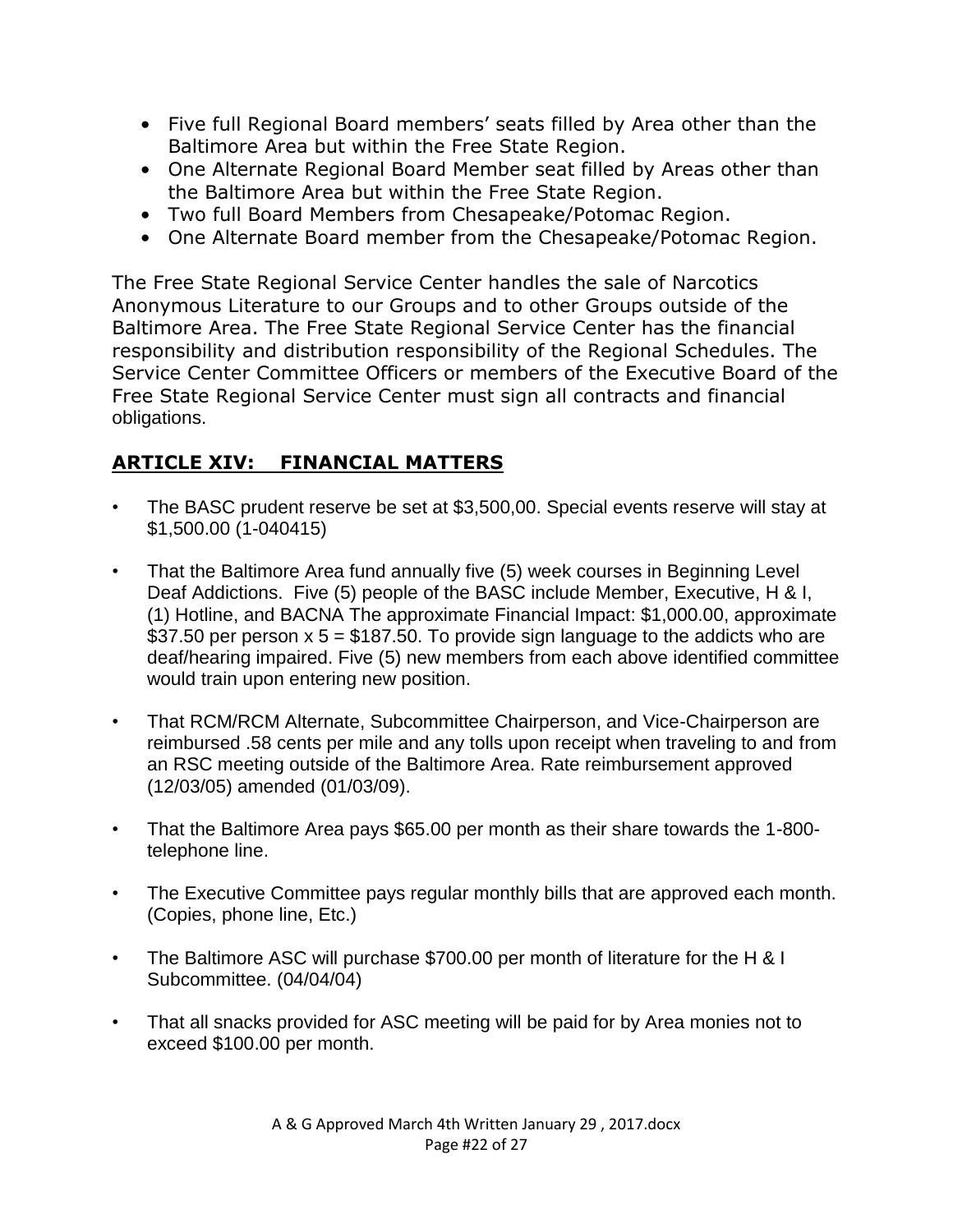- Five full Regional Board members' seats filled by Area other than the Baltimore Area but within the Free State Region.
- One Alternate Regional Board Member seat filled by Areas other than the Baltimore Area but within the Free State Region.
- Two full Board Members from Chesapeake/Potomac Region.
- One Alternate Board member from the Chesapeake/Potomac Region.

The Free State Regional Service Center handles the sale of Narcotics Anonymous Literature to our Groups and to other Groups outside of the Baltimore Area. The Free State Regional Service Center has the financial responsibility and distribution responsibility of the Regional Schedules. The Service Center Committee Officers or members of the Executive Board of the Free State Regional Service Center must sign all contracts and financial obligations.

## **ARTICLE XIV: FINANCIAL MATTERS**

- The BASC prudent reserve be set at $3,500,00. Special events reserve will stay at $1,500.00 (1-040415)
- That the Baltimore Area fund annually five (5) week courses in Beginning Level Deaf Addictions. Five (5) people of the BASC include Member, Executive, H & I, (1) Hotline, and BACNA The approximate Financial Impact: $1,000.00, approximate $37.50 per person x 5 = $187.50. To provide sign language to the addicts who are deaf/hearing impaired. Five (5) new members from each above identified committee would train upon entering new position.
- That RCM/RCM Alternate, Subcommittee Chairperson, and Vice-Chairperson are reimbursed .58 cents per mile and any tolls upon receipt when traveling to and from an RSC meeting outside of the Baltimore Area. Rate reimbursement approved (12/03/05) amended (01/03/09).
- That the Baltimore Area pays $65.00 per month as their share towards the 1-800-telephone line.
- The Executive Committee pays regular monthly bills that are approved each month. (Copies, phone line, Etc.)
- The Baltimore ASC will purchase $700.00 per month of literature for the H & I Subcommittee. (04/04/04)
- That all snacks provided for ASC meeting will be paid for by Area monies not to exceed $100.00 per month.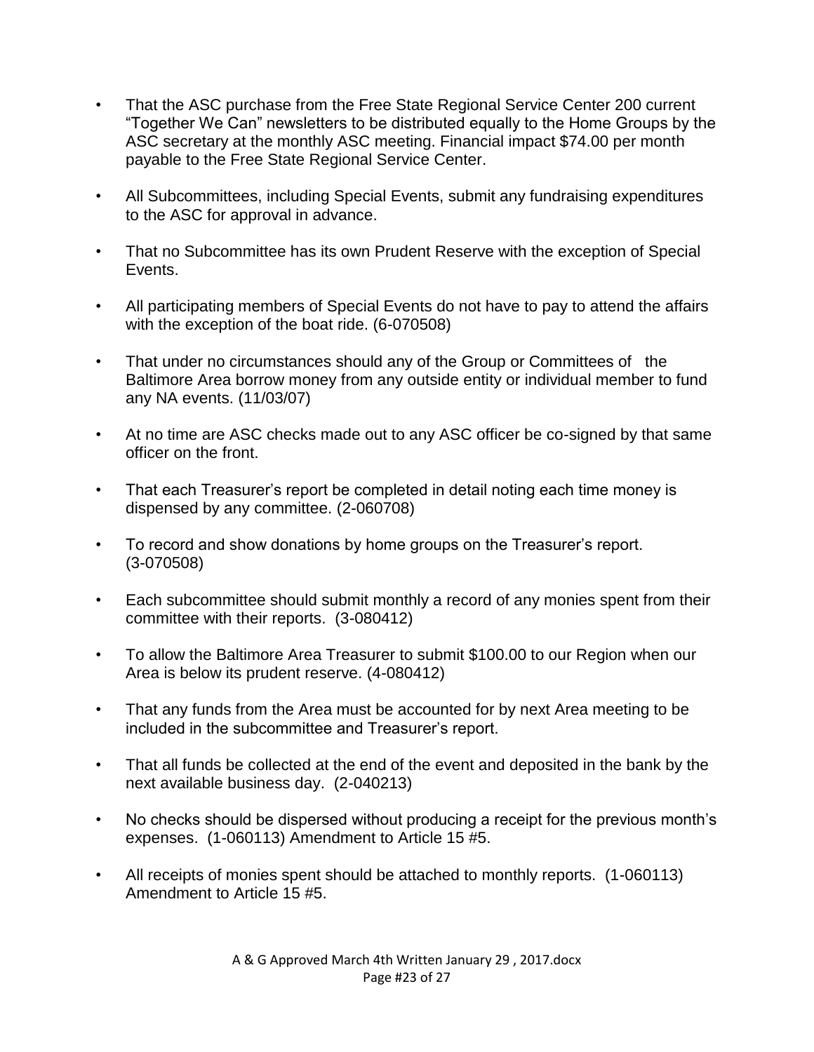- That the ASC purchase from the Free State Regional Service Center 200 current "Together We Can" newsletters to be distributed equally to the Home Groups by the ASC secretary at the monthly ASC meeting. Financial impact $74.00 per month payable to the Free State Regional Service Center.

- All Subcommittees, including Special Events, submit any fundraising expenditures to the ASC for approval in advance.

- That no Subcommittee has its own Prudent Reserve with the exception of Special Events.

- All participating members of Special Events do not have to pay to attend the affairs with the exception of the boat ride. (6-070508)

- That under no circumstances should any of the Group or Committees of the Baltimore Area borrow money from any outside entity or individual member to fund any NA events. (11/03/07)

- At no time are ASC checks made out to any ASC officer be co-signed by that same officer on the front.

- That each Treasurer's report be completed in detail noting each time money is dispensed by any committee. (2-060708)

- To record and show donations by home groups on the Treasurer's report. (3-070508)

- Each subcommittee should submit monthly a record of any monies spent from their committee with their reports. (3-080412)

- To allow the Baltimore Area Treasurer to submit $100.00 to our Region when our Area is below its prudent reserve. (4-080412)

- That any funds from the Area must be accounted for by next Area meeting to be included in the subcommittee and Treasurer's report.

- That all funds be collected at the end of the event and deposited in the bank by the next available business day. (2-040213)

- No checks should be dispersed without producing a receipt for the previous month's expenses. (1-060113) Amendment to Article 15 #5.

- All receipts of monies spent should be attached to monthly reports. (1-060113) Amendment to Article 15 #5.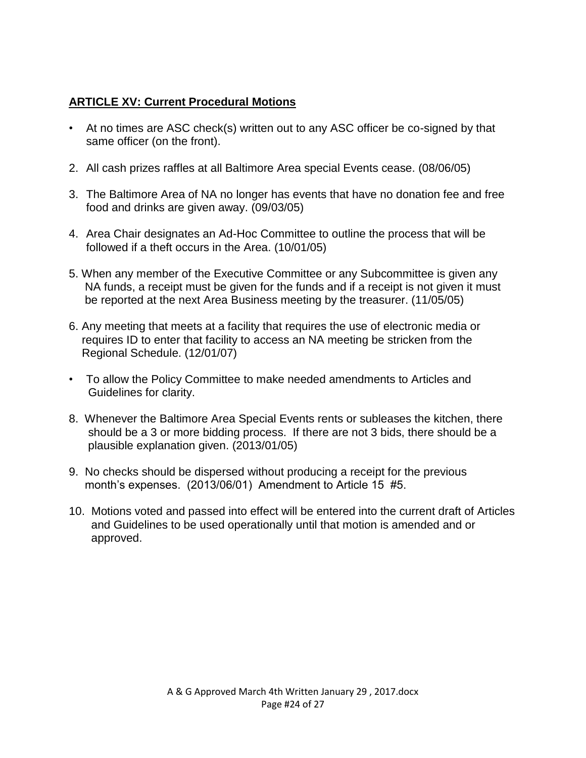## ARTICLE XV: Current Procedural Motions

- At no times are ASC check(s) written out to any ASC officer be co-signed by that same officer (on the front).

2. All cash prizes raffles at all Baltimore Area special Events cease. (08/06/05)

3. The Baltimore Area of NA no longer has events that have no donation fee and free food and drinks are given away. (09/03/05)

4. Area Chair designates an Ad-Hoc Committee to outline the process that will be followed if a theft occurs in the Area. (10/01/05)

5. When any member of the Executive Committee or any Subcommittee is given any NA funds, a receipt must be given for the funds and if a receipt is not given it must be reported at the next Area Business meeting by the treasurer. (11/05/05)

6. Any meeting that meets at a facility that requires the use of electronic media or requires ID to enter that facility to access an NA meeting be stricken from the Regional Schedule. (12/01/07)

- To allow the Policy Committee to make needed amendments to Articles and Guidelines for clarity.

8. Whenever the Baltimore Area Special Events rents or subleases the kitchen, there should be a 3 or more bidding process. If there are not 3 bids, there should be a plausible explanation given. (2013/01/05)

9. No checks should be dispersed without producing a receipt for the previous month's expenses. (2013/06/01) Amendment to Article 15 #5.

10. Motions voted and passed into effect will be entered into the current draft of Articles and Guidelines to be used operationally until that motion is amended and or approved.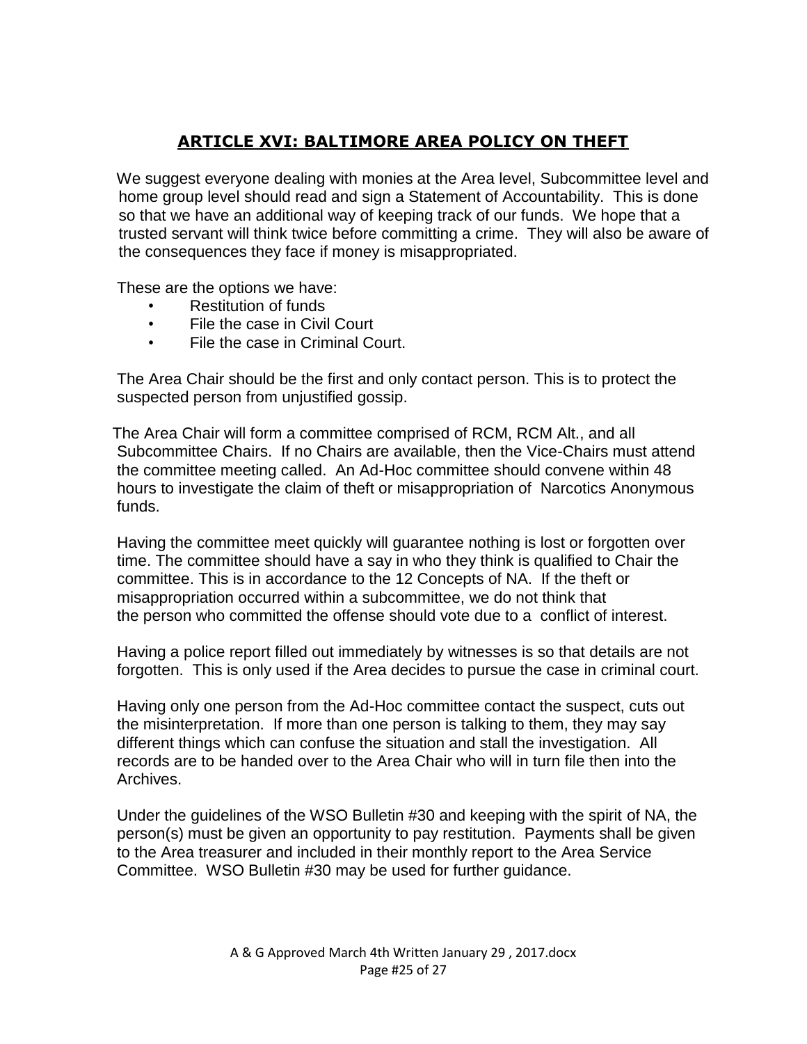## ARTICLE XVI: BALTIMORE AREA POLICY ON THEFT

We suggest everyone dealing with monies at the Area level, Subcommittee level and home group level should read and sign a Statement of Accountability. This is done so that we have an additional way of keeping track of our funds. We hope that a trusted servant will think twice before committing a crime. They will also be aware of the consequences they face if money is misappropriated.

These are the options we have:

- Restitution of funds
- File the case in Civil Court
- File the case in Criminal Court.

The Area Chair should be the first and only contact person. This is to protect the suspected person from unjustified gossip.

The Area Chair will form a committee comprised of RCM, RCM Alt., and all Subcommittee Chairs. If no Chairs are available, then the Vice-Chairs must attend the committee meeting called. An Ad-Hoc committee should convene within 48 hours to investigate the claim of theft or misappropriation of Narcotics Anonymous funds.

Having the committee meet quickly will guarantee nothing is lost or forgotten over time. The committee should have a say in who they think is qualified to Chair the committee. This is in accordance to the 12 Concepts of NA. If the theft or misappropriation occurred within a subcommittee, we do not think that the person who committed the offense should vote due to a conflict of interest.

Having a police report filled out immediately by witnesses is so that details are not forgotten. This is only used if the Area decides to pursue the case in criminal court.

Having only one person from the Ad-Hoc committee contact the suspect, cuts out the misinterpretation. If more than one person is talking to them, they may say different things which can confuse the situation and stall the investigation. All records are to be handed over to the Area Chair who will in turn file then into the Archives.

Under the guidelines of the WSO Bulletin #30 and keeping with the spirit of NA, the person(s) must be given an opportunity to pay restitution. Payments shall be given to the Area treasurer and included in their monthly report to the Area Service Committee. WSO Bulletin #30 may be used for further guidance.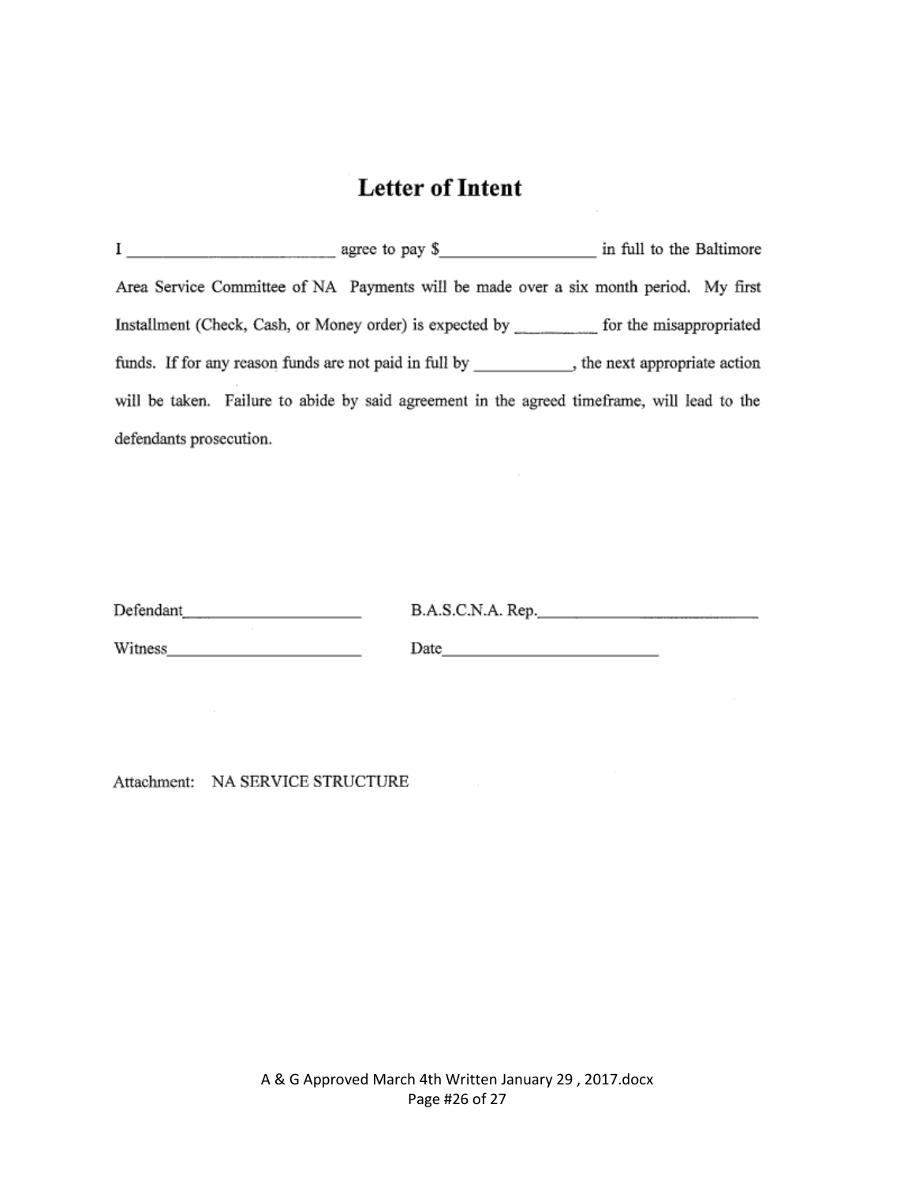# Letter of Intent

I _________________________ agree to pay $__________________ in full to the Baltimore Area Service Committee of NA Payments will be made over a six month period. My first Installment (Check, Cash, or Money order) is expected by __________ for the misappropriated funds. If for any reason funds are not paid in full by ___________, the next appropriate action will be taken. Failure to abide by said agreement in the agreed timeframe, will lead to the defendants prosecution.

Defendant______________________ B.A.S.C.N.A. Rep.____________________________

Witness_______________________ Date__________________________

Attachment: NA SERVICE STRUCTURE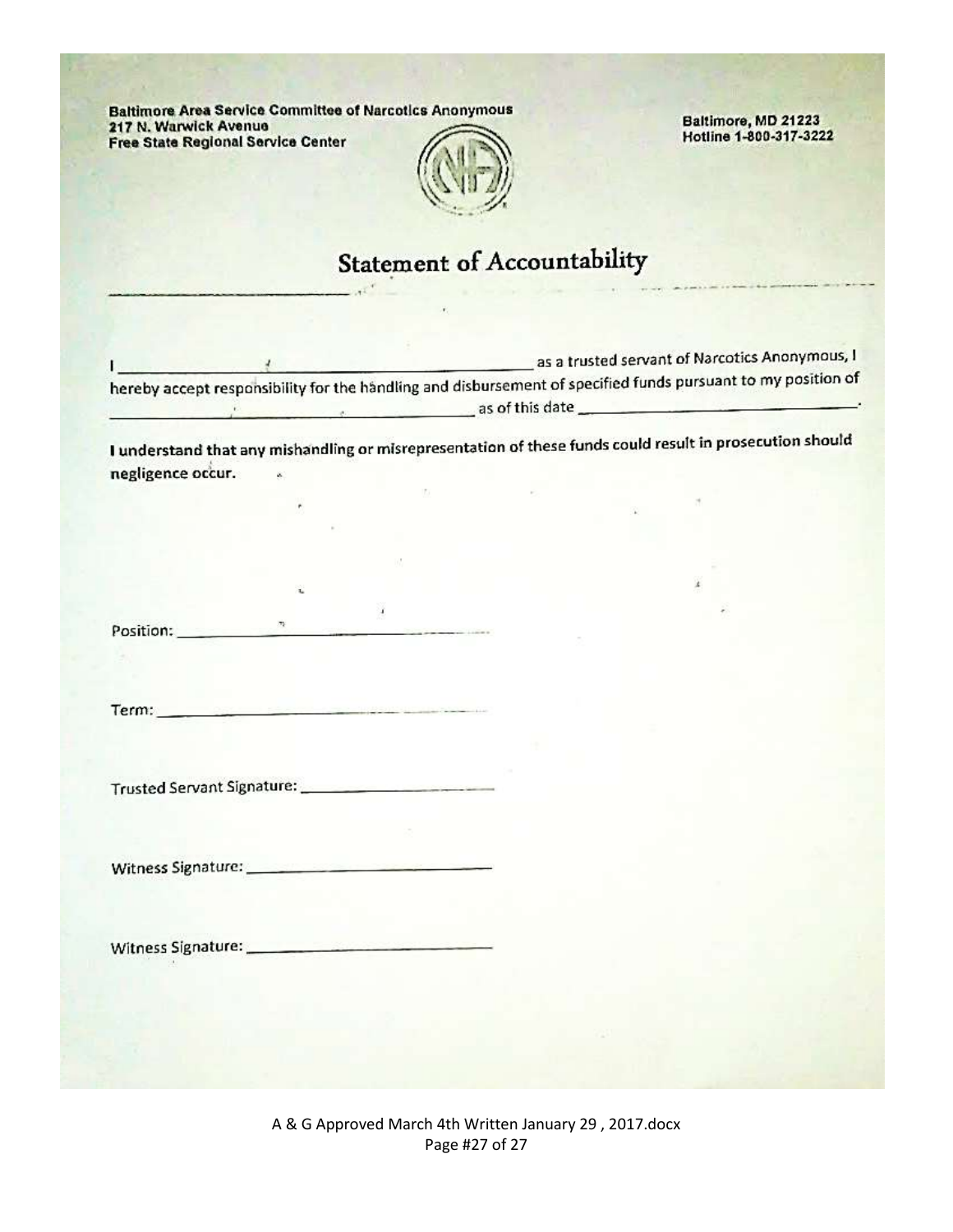**Baltimore Area Service Committee of Narcotics Anonymous**
**217 N. Warwick Avenue**
**Free State Regional Service Center**

**Baltimore, MD 21223**
**Hotline 1-800-317-3222**

# Statement of Accountability

I ______________________________________ as a trusted servant of Narcotics Anonymous, I hereby accept responsibility for the handling and disbursement of specified funds pursuant to my position of ______________________________ as of this date ____________________.

**I understand that any mishandling or misrepresentation of these funds could result in prosecution should negligence occur.**

Position: ______________________

Term: ______________________

Trusted Servant Signature: ______________________

Witness Signature: ______________________

Witness Signature: ______________________

A & G Approved March 4th Written January 29 , 2017.docx